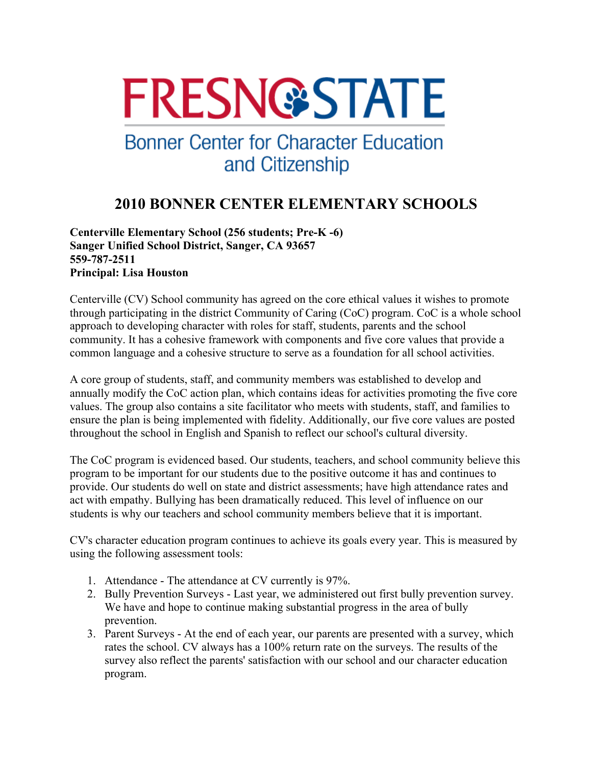# FRESNO STATE

## Bonner Center for Character Education and Citizenship

## 2010 BONNER CENTER ELEMENTARY SCHOOLS

**Centerville Elementary School (256 students; Pre-K -6)**
**Sanger Unified School District, Sanger, CA 93657**
**559-787-2511**
**Principal: Lisa Houston**

Centerville (CV) School community has agreed on the core ethical values it wishes to promote through participating in the district Community of Caring (CoC) program. CoC is a whole school approach to developing character with roles for staff, students, parents and the school community. It has a cohesive framework with components and five core values that provide a common language and a cohesive structure to serve as a foundation for all school activities.

A core group of students, staff, and community members was established to develop and annually modify the CoC action plan, which contains ideas for activities promoting the five core values. The group also contains a site facilitator who meets with students, staff, and families to ensure the plan is being implemented with fidelity. Additionally, our five core values are posted throughout the school in English and Spanish to reflect our school's cultural diversity.

The CoC program is evidenced based. Our students, teachers, and school community believe this program to be important for our students due to the positive outcome it has and continues to provide. Our students do well on state and district assessments; have high attendance rates and act with empathy. Bullying has been dramatically reduced. This level of influence on our students is why our teachers and school community members believe that it is important.

CV's character education program continues to achieve its goals every year. This is measured by using the following assessment tools:

1. Attendance - The attendance at CV currently is 97%.
2. Bully Prevention Surveys - Last year, we administered out first bully prevention survey. We have and hope to continue making substantial progress in the area of bully prevention.
3. Parent Surveys - At the end of each year, our parents are presented with a survey, which rates the school. CV always has a 100% return rate on the surveys. The results of the survey also reflect the parents' satisfaction with our school and our character education program.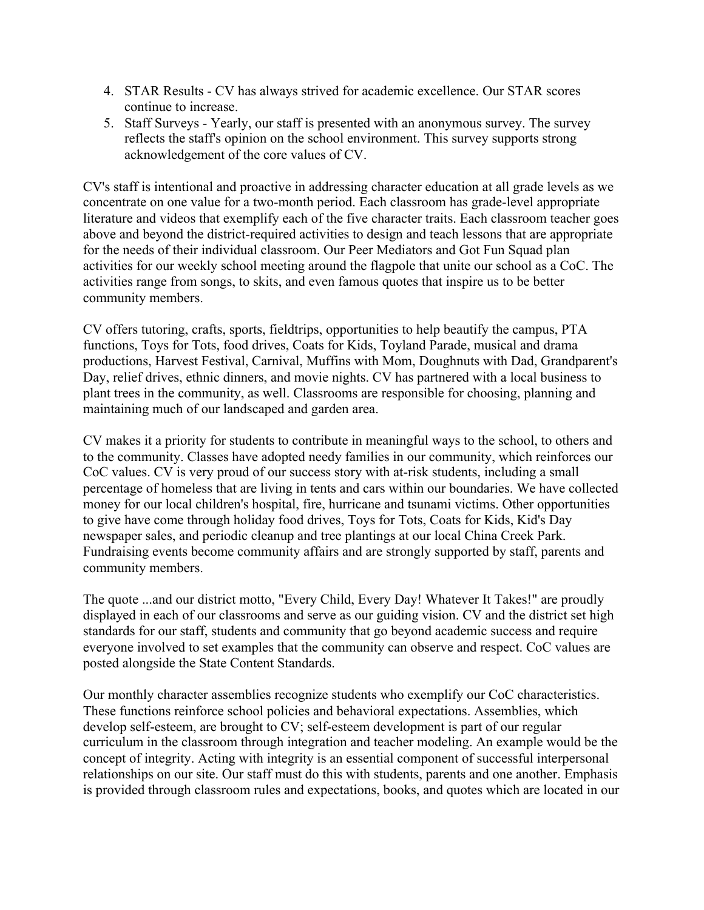4. STAR Results - CV has always strived for academic excellence. Our STAR scores continue to increase.
5. Staff Surveys - Yearly, our staff is presented with an anonymous survey. The survey reflects the staff's opinion on the school environment. This survey supports strong acknowledgement of the core values of CV.

CV's staff is intentional and proactive in addressing character education at all grade levels as we concentrate on one value for a two-month period. Each classroom has grade-level appropriate literature and videos that exemplify each of the five character traits. Each classroom teacher goes above and beyond the district-required activities to design and teach lessons that are appropriate for the needs of their individual classroom. Our Peer Mediators and Got Fun Squad plan activities for our weekly school meeting around the flagpole that unite our school as a CoC. The activities range from songs, to skits, and even famous quotes that inspire us to be better community members.

CV offers tutoring, crafts, sports, fieldtrips, opportunities to help beautify the campus, PTA functions, Toys for Tots, food drives, Coats for Kids, Toyland Parade, musical and drama productions, Harvest Festival, Carnival, Muffins with Mom, Doughnuts with Dad, Grandparent's Day, relief drives, ethnic dinners, and movie nights. CV has partnered with a local business to plant trees in the community, as well. Classrooms are responsible for choosing, planning and maintaining much of our landscaped and garden area.

CV makes it a priority for students to contribute in meaningful ways to the school, to others and to the community. Classes have adopted needy families in our community, which reinforces our CoC values. CV is very proud of our success story with at-risk students, including a small percentage of homeless that are living in tents and cars within our boundaries. We have collected money for our local children's hospital, fire, hurricane and tsunami victims. Other opportunities to give have come through holiday food drives, Toys for Tots, Coats for Kids, Kid's Day newspaper sales, and periodic cleanup and tree plantings at our local China Creek Park. Fundraising events become community affairs and are strongly supported by staff, parents and community members.

The quote ...and our district motto, "Every Child, Every Day! Whatever It Takes!" are proudly displayed in each of our classrooms and serve as our guiding vision. CV and the district set high standards for our staff, students and community that go beyond academic success and require everyone involved to set examples that the community can observe and respect. CoC values are posted alongside the State Content Standards.

Our monthly character assemblies recognize students who exemplify our CoC characteristics. These functions reinforce school policies and behavioral expectations. Assemblies, which develop self-esteem, are brought to CV; self-esteem development is part of our regular curriculum in the classroom through integration and teacher modeling. An example would be the concept of integrity. Acting with integrity is an essential component of successful interpersonal relationships on our site. Our staff must do this with students, parents and one another. Emphasis is provided through classroom rules and expectations, books, and quotes which are located in our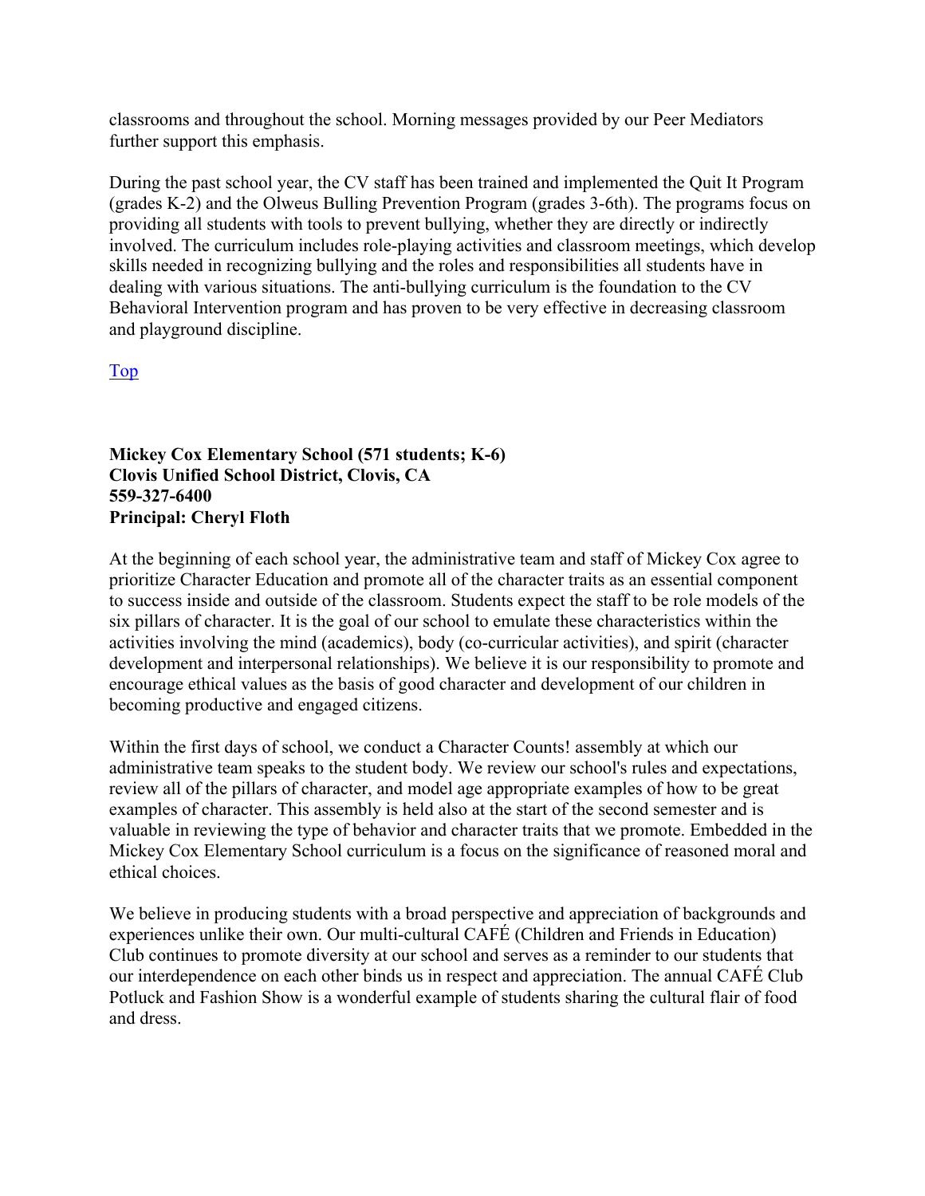classrooms and throughout the school. Morning messages provided by our Peer Mediators further support this emphasis.

During the past school year, the CV staff has been trained and implemented the Quit It Program (grades K-2) and the Olweus Bulling Prevention Program (grades 3-6th). The programs focus on providing all students with tools to prevent bullying, whether they are directly or indirectly involved. The curriculum includes role-playing activities and classroom meetings, which develop skills needed in recognizing bullying and the roles and responsibilities all students have in dealing with various situations. The anti-bullying curriculum is the foundation to the CV Behavioral Intervention program and has proven to be very effective in decreasing classroom and playground discipline.

Top

**Mickey Cox Elementary School (571 students; K-6)**
**Clovis Unified School District, Clovis, CA**
**559-327-6400**
**Principal: Cheryl Floth**

At the beginning of each school year, the administrative team and staff of Mickey Cox agree to prioritize Character Education and promote all of the character traits as an essential component to success inside and outside of the classroom. Students expect the staff to be role models of the six pillars of character. It is the goal of our school to emulate these characteristics within the activities involving the mind (academics), body (co-curricular activities), and spirit (character development and interpersonal relationships). We believe it is our responsibility to promote and encourage ethical values as the basis of good character and development of our children in becoming productive and engaged citizens.

Within the first days of school, we conduct a Character Counts! assembly at which our administrative team speaks to the student body. We review our school's rules and expectations, review all of the pillars of character, and model age appropriate examples of how to be great examples of character. This assembly is held also at the start of the second semester and is valuable in reviewing the type of behavior and character traits that we promote. Embedded in the Mickey Cox Elementary School curriculum is a focus on the significance of reasoned moral and ethical choices.

We believe in producing students with a broad perspective and appreciation of backgrounds and experiences unlike their own. Our multi-cultural CAFÉ (Children and Friends in Education) Club continues to promote diversity at our school and serves as a reminder to our students that our interdependence on each other binds us in respect and appreciation. The annual CAFÉ Club Potluck and Fashion Show is a wonderful example of students sharing the cultural flair of food and dress.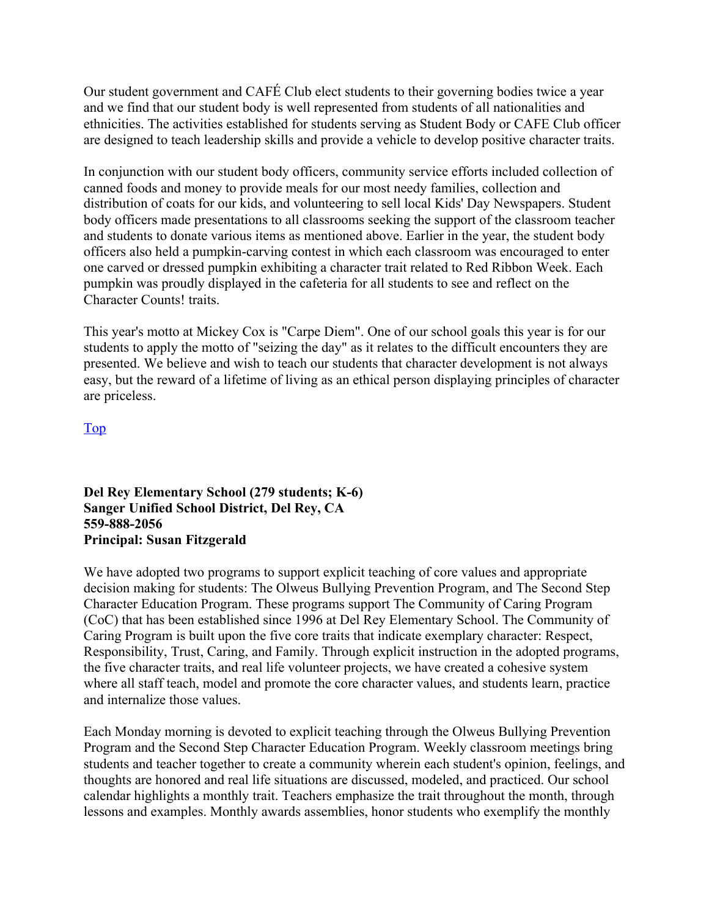Our student government and CAFÉ Club elect students to their governing bodies twice a year and we find that our student body is well represented from students of all nationalities and ethnicities. The activities established for students serving as Student Body or CAFE Club officer are designed to teach leadership skills and provide a vehicle to develop positive character traits.

In conjunction with our student body officers, community service efforts included collection of canned foods and money to provide meals for our most needy families, collection and distribution of coats for our kids, and volunteering to sell local Kids' Day Newspapers. Student body officers made presentations to all classrooms seeking the support of the classroom teacher and students to donate various items as mentioned above. Earlier in the year, the student body officers also held a pumpkin-carving contest in which each classroom was encouraged to enter one carved or dressed pumpkin exhibiting a character trait related to Red Ribbon Week. Each pumpkin was proudly displayed in the cafeteria for all students to see and reflect on the Character Counts! traits.

This year's motto at Mickey Cox is "Carpe Diem". One of our school goals this year is for our students to apply the motto of "seizing the day" as it relates to the difficult encounters they are presented. We believe and wish to teach our students that character development is not always easy, but the reward of a lifetime of living as an ethical person displaying principles of character are priceless.

Top

**Del Rey Elementary School (279 students; K-6)**
**Sanger Unified School District, Del Rey, CA**
**559-888-2056**
**Principal: Susan Fitzgerald**

We have adopted two programs to support explicit teaching of core values and appropriate decision making for students: The Olweus Bullying Prevention Program, and The Second Step Character Education Program. These programs support The Community of Caring Program (CoC) that has been established since 1996 at Del Rey Elementary School. The Community of Caring Program is built upon the five core traits that indicate exemplary character: Respect, Responsibility, Trust, Caring, and Family. Through explicit instruction in the adopted programs, the five character traits, and real life volunteer projects, we have created a cohesive system where all staff teach, model and promote the core character values, and students learn, practice and internalize those values.

Each Monday morning is devoted to explicit teaching through the Olweus Bullying Prevention Program and the Second Step Character Education Program. Weekly classroom meetings bring students and teacher together to create a community wherein each student's opinion, feelings, and thoughts are honored and real life situations are discussed, modeled, and practiced. Our school calendar highlights a monthly trait. Teachers emphasize the trait throughout the month, through lessons and examples. Monthly awards assemblies, honor students who exemplify the monthly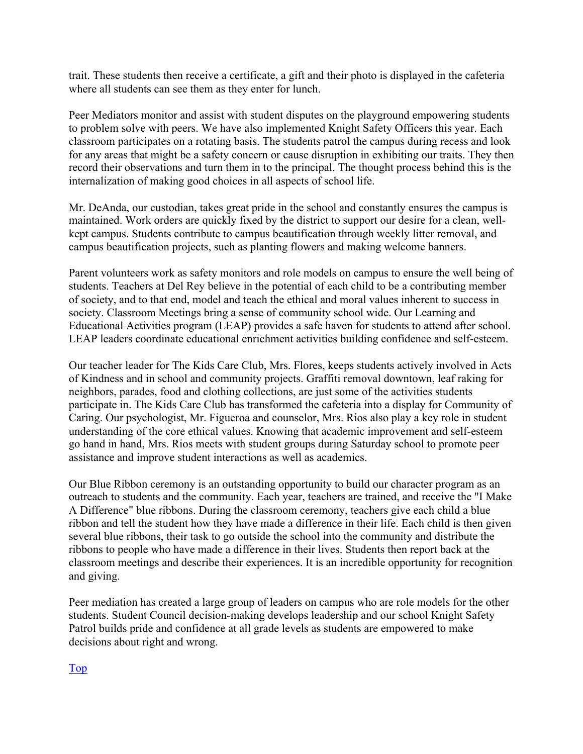trait. These students then receive a certificate, a gift and their photo is displayed in the cafeteria where all students can see them as they enter for lunch.

Peer Mediators monitor and assist with student disputes on the playground empowering students to problem solve with peers. We have also implemented Knight Safety Officers this year. Each classroom participates on a rotating basis. The students patrol the campus during recess and look for any areas that might be a safety concern or cause disruption in exhibiting our traits. They then record their observations and turn them in to the principal. The thought process behind this is the internalization of making good choices in all aspects of school life.

Mr. DeAnda, our custodian, takes great pride in the school and constantly ensures the campus is maintained. Work orders are quickly fixed by the district to support our desire for a clean, well-kept campus. Students contribute to campus beautification through weekly litter removal, and campus beautification projects, such as planting flowers and making welcome banners.

Parent volunteers work as safety monitors and role models on campus to ensure the well being of students. Teachers at Del Rey believe in the potential of each child to be a contributing member of society, and to that end, model and teach the ethical and moral values inherent to success in society. Classroom Meetings bring a sense of community school wide. Our Learning and Educational Activities program (LEAP) provides a safe haven for students to attend after school. LEAP leaders coordinate educational enrichment activities building confidence and self-esteem.

Our teacher leader for The Kids Care Club, Mrs. Flores, keeps students actively involved in Acts of Kindness and in school and community projects. Graffiti removal downtown, leaf raking for neighbors, parades, food and clothing collections, are just some of the activities students participate in. The Kids Care Club has transformed the cafeteria into a display for Community of Caring. Our psychologist, Mr. Figueroa and counselor, Mrs. Rios also play a key role in student understanding of the core ethical values. Knowing that academic improvement and self-esteem go hand in hand, Mrs. Rios meets with student groups during Saturday school to promote peer assistance and improve student interactions as well as academics.

Our Blue Ribbon ceremony is an outstanding opportunity to build our character program as an outreach to students and the community. Each year, teachers are trained, and receive the "I Make A Difference" blue ribbons. During the classroom ceremony, teachers give each child a blue ribbon and tell the student how they have made a difference in their life. Each child is then given several blue ribbons, their task to go outside the school into the community and distribute the ribbons to people who have made a difference in their lives. Students then report back at the classroom meetings and describe their experiences. It is an incredible opportunity for recognition and giving.

Peer mediation has created a large group of leaders on campus who are role models for the other students. Student Council decision-making develops leadership and our school Knight Safety Patrol builds pride and confidence at all grade levels as students are empowered to make decisions about right and wrong.

Top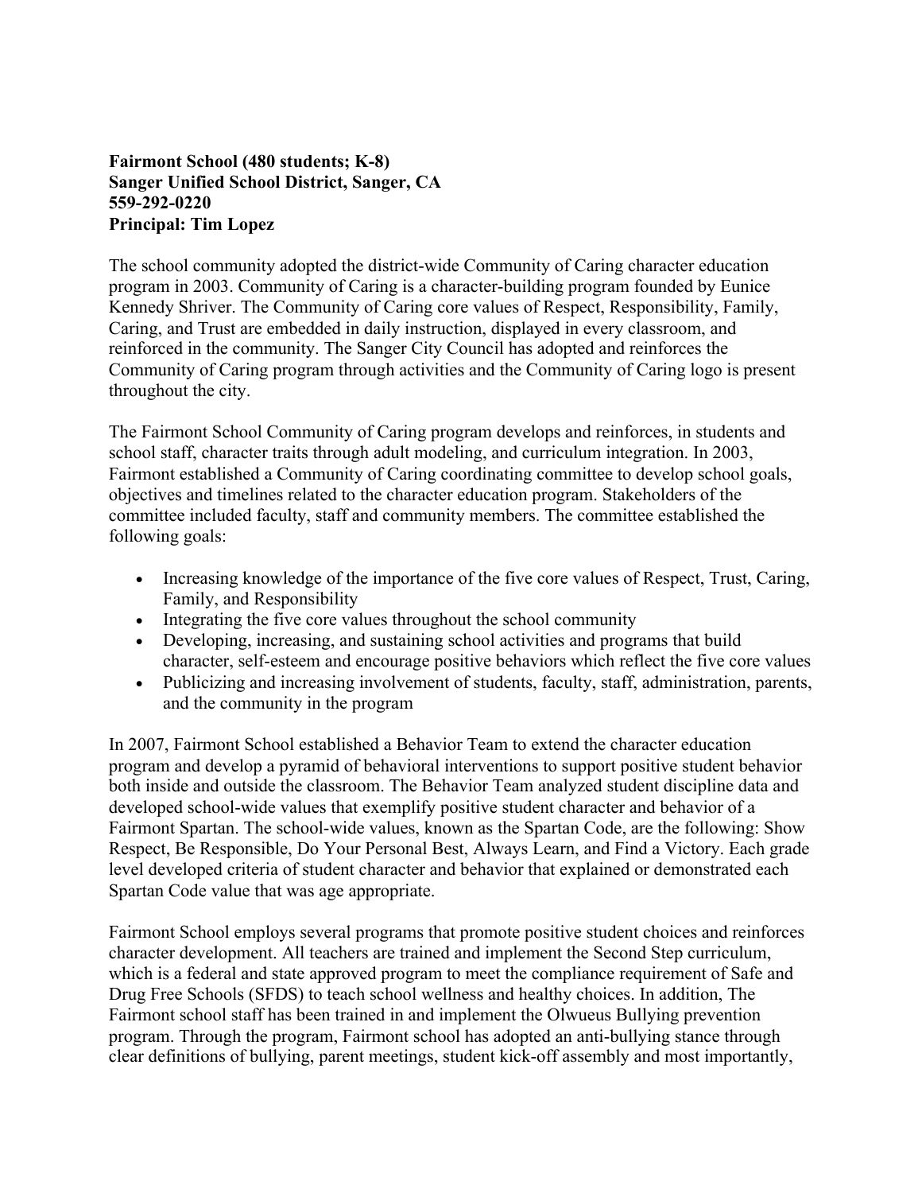**Fairmont School (480 students; K-8)**
**Sanger Unified School District, Sanger, CA**
**559-292-0220**
**Principal: Tim Lopez**

The school community adopted the district-wide Community of Caring character education program in 2003. Community of Caring is a character-building program founded by Eunice Kennedy Shriver. The Community of Caring core values of Respect, Responsibility, Family, Caring, and Trust are embedded in daily instruction, displayed in every classroom, and reinforced in the community. The Sanger City Council has adopted and reinforces the Community of Caring program through activities and the Community of Caring logo is present throughout the city.

The Fairmont School Community of Caring program develops and reinforces, in students and school staff, character traits through adult modeling, and curriculum integration. In 2003, Fairmont established a Community of Caring coordinating committee to develop school goals, objectives and timelines related to the character education program. Stakeholders of the committee included faculty, staff and community members. The committee established the following goals:

- Increasing knowledge of the importance of the five core values of Respect, Trust, Caring, Family, and Responsibility
- Integrating the five core values throughout the school community
- Developing, increasing, and sustaining school activities and programs that build character, self-esteem and encourage positive behaviors which reflect the five core values
- Publicizing and increasing involvement of students, faculty, staff, administration, parents, and the community in the program

In 2007, Fairmont School established a Behavior Team to extend the character education program and develop a pyramid of behavioral interventions to support positive student behavior both inside and outside the classroom. The Behavior Team analyzed student discipline data and developed school-wide values that exemplify positive student character and behavior of a Fairmont Spartan. The school-wide values, known as the Spartan Code, are the following: Show Respect, Be Responsible, Do Your Personal Best, Always Learn, and Find a Victory. Each grade level developed criteria of student character and behavior that explained or demonstrated each Spartan Code value that was age appropriate.

Fairmont School employs several programs that promote positive student choices and reinforces character development. All teachers are trained and implement the Second Step curriculum, which is a federal and state approved program to meet the compliance requirement of Safe and Drug Free Schools (SFDS) to teach school wellness and healthy choices. In addition, The Fairmont school staff has been trained in and implement the Olwueus Bullying prevention program. Through the program, Fairmont school has adopted an anti-bullying stance through clear definitions of bullying, parent meetings, student kick-off assembly and most importantly,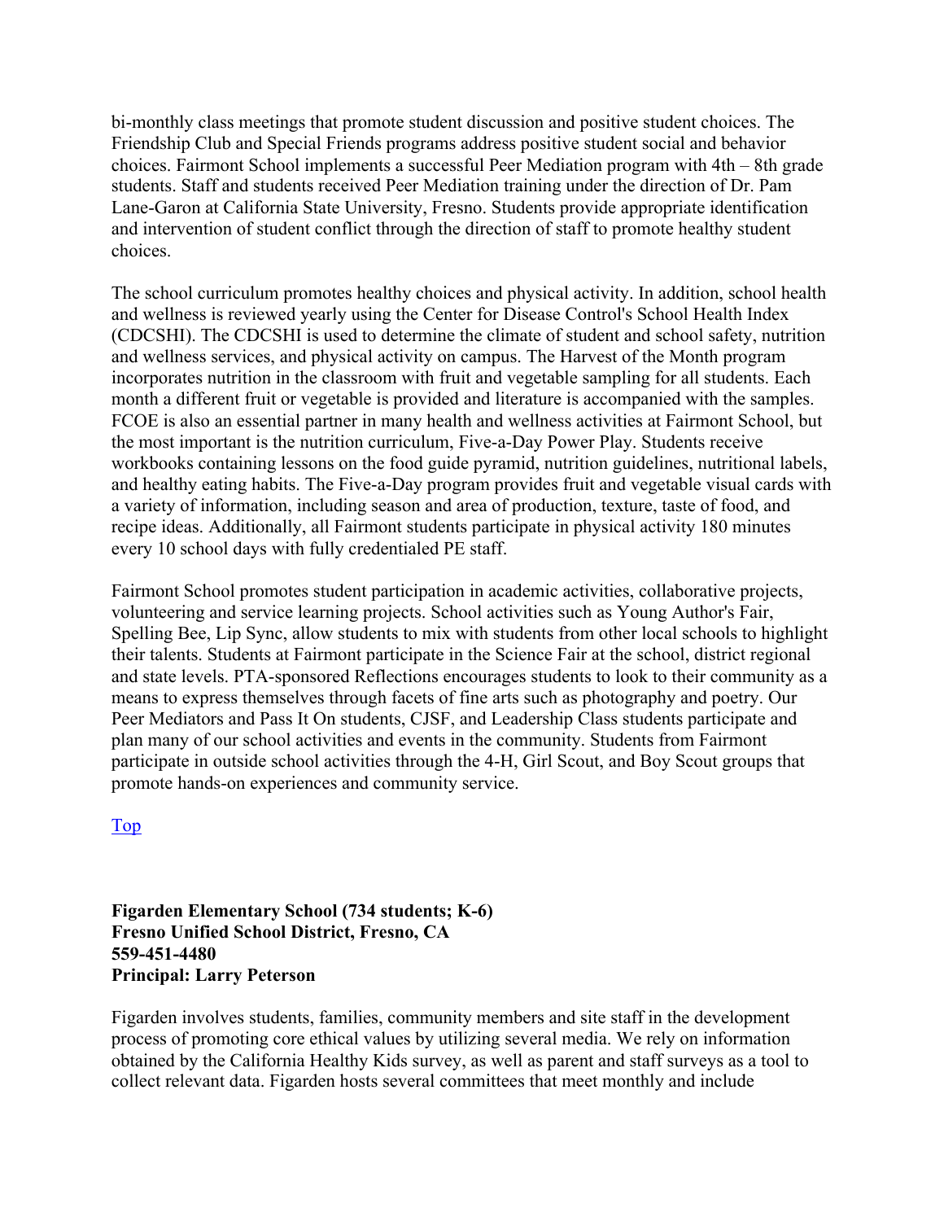bi-monthly class meetings that promote student discussion and positive student choices. The Friendship Club and Special Friends programs address positive student social and behavior choices. Fairmont School implements a successful Peer Mediation program with 4th – 8th grade students. Staff and students received Peer Mediation training under the direction of Dr. Pam Lane-Garon at California State University, Fresno. Students provide appropriate identification and intervention of student conflict through the direction of staff to promote healthy student choices.

The school curriculum promotes healthy choices and physical activity. In addition, school health and wellness is reviewed yearly using the Center for Disease Control's School Health Index (CDCSHI). The CDCSHI is used to determine the climate of student and school safety, nutrition and wellness services, and physical activity on campus. The Harvest of the Month program incorporates nutrition in the classroom with fruit and vegetable sampling for all students. Each month a different fruit or vegetable is provided and literature is accompanied with the samples. FCOE is also an essential partner in many health and wellness activities at Fairmont School, but the most important is the nutrition curriculum, Five-a-Day Power Play. Students receive workbooks containing lessons on the food guide pyramid, nutrition guidelines, nutritional labels, and healthy eating habits. The Five-a-Day program provides fruit and vegetable visual cards with a variety of information, including season and area of production, texture, taste of food, and recipe ideas. Additionally, all Fairmont students participate in physical activity 180 minutes every 10 school days with fully credentialed PE staff.

Fairmont School promotes student participation in academic activities, collaborative projects, volunteering and service learning projects. School activities such as Young Author's Fair, Spelling Bee, Lip Sync, allow students to mix with students from other local schools to highlight their talents. Students at Fairmont participate in the Science Fair at the school, district regional and state levels. PTA-sponsored Reflections encourages students to look to their community as a means to express themselves through facets of fine arts such as photography and poetry. Our Peer Mediators and Pass It On students, CJSF, and Leadership Class students participate and plan many of our school activities and events in the community. Students from Fairmont participate in outside school activities through the 4-H, Girl Scout, and Boy Scout groups that promote hands-on experiences and community service.

Top

**Figarden Elementary School (734 students; K-6)**
**Fresno Unified School District, Fresno, CA**
**559-451-4480**
**Principal: Larry Peterson**

Figarden involves students, families, community members and site staff in the development process of promoting core ethical values by utilizing several media. We rely on information obtained by the California Healthy Kids survey, as well as parent and staff surveys as a tool to collect relevant data. Figarden hosts several committees that meet monthly and include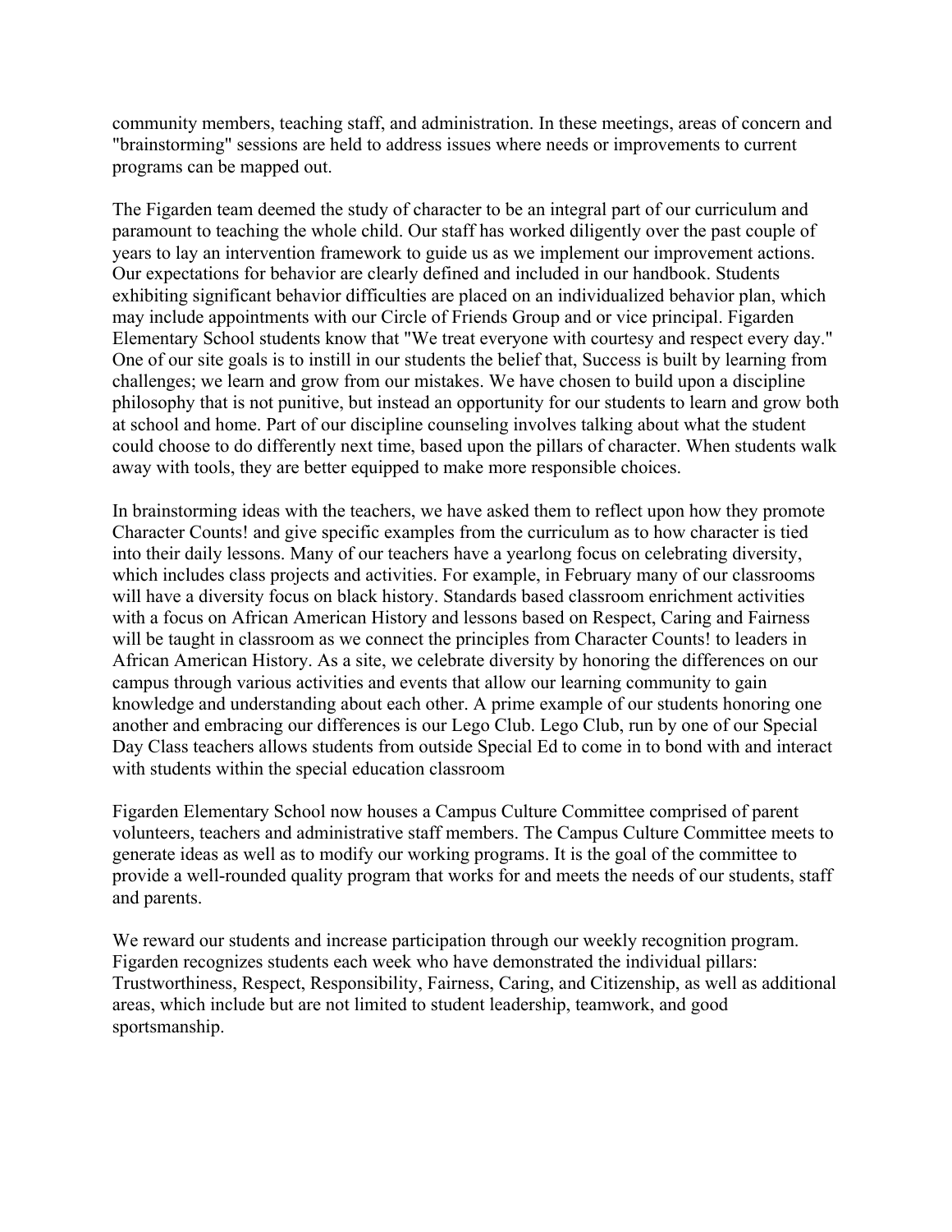community members, teaching staff, and administration. In these meetings, areas of concern and "brainstorming" sessions are held to address issues where needs or improvements to current programs can be mapped out.

The Figarden team deemed the study of character to be an integral part of our curriculum and paramount to teaching the whole child. Our staff has worked diligently over the past couple of years to lay an intervention framework to guide us as we implement our improvement actions. Our expectations for behavior are clearly defined and included in our handbook. Students exhibiting significant behavior difficulties are placed on an individualized behavior plan, which may include appointments with our Circle of Friends Group and or vice principal. Figarden Elementary School students know that "We treat everyone with courtesy and respect every day." One of our site goals is to instill in our students the belief that, Success is built by learning from challenges; we learn and grow from our mistakes. We have chosen to build upon a discipline philosophy that is not punitive, but instead an opportunity for our students to learn and grow both at school and home. Part of our discipline counseling involves talking about what the student could choose to do differently next time, based upon the pillars of character. When students walk away with tools, they are better equipped to make more responsible choices.

In brainstorming ideas with the teachers, we have asked them to reflect upon how they promote Character Counts! and give specific examples from the curriculum as to how character is tied into their daily lessons. Many of our teachers have a yearlong focus on celebrating diversity, which includes class projects and activities. For example, in February many of our classrooms will have a diversity focus on black history. Standards based classroom enrichment activities with a focus on African American History and lessons based on Respect, Caring and Fairness will be taught in classroom as we connect the principles from Character Counts! to leaders in African American History. As a site, we celebrate diversity by honoring the differences on our campus through various activities and events that allow our learning community to gain knowledge and understanding about each other. A prime example of our students honoring one another and embracing our differences is our Lego Club. Lego Club, run by one of our Special Day Class teachers allows students from outside Special Ed to come in to bond with and interact with students within the special education classroom

Figarden Elementary School now houses a Campus Culture Committee comprised of parent volunteers, teachers and administrative staff members. The Campus Culture Committee meets to generate ideas as well as to modify our working programs. It is the goal of the committee to provide a well-rounded quality program that works for and meets the needs of our students, staff and parents.

We reward our students and increase participation through our weekly recognition program. Figarden recognizes students each week who have demonstrated the individual pillars: Trustworthiness, Respect, Responsibility, Fairness, Caring, and Citizenship, as well as additional areas, which include but are not limited to student leadership, teamwork, and good sportsmanship.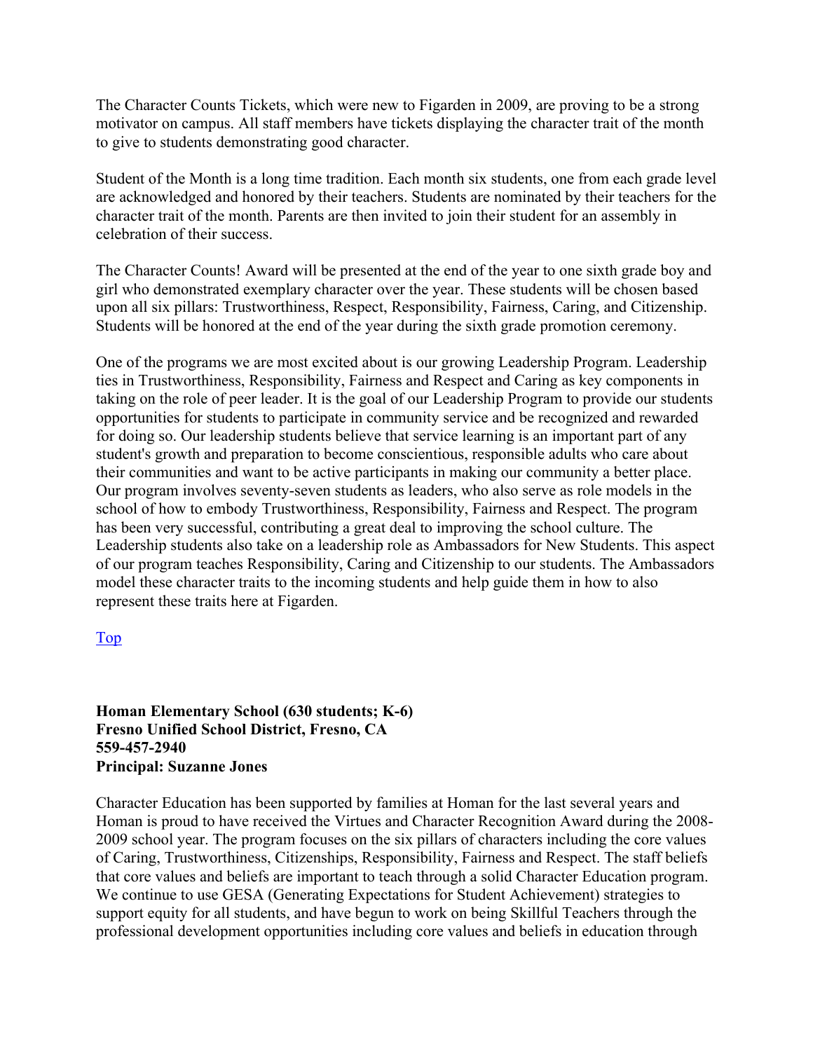The Character Counts Tickets, which were new to Figarden in 2009, are proving to be a strong motivator on campus. All staff members have tickets displaying the character trait of the month to give to students demonstrating good character.

Student of the Month is a long time tradition. Each month six students, one from each grade level are acknowledged and honored by their teachers. Students are nominated by their teachers for the character trait of the month. Parents are then invited to join their student for an assembly in celebration of their success.

The Character Counts! Award will be presented at the end of the year to one sixth grade boy and girl who demonstrated exemplary character over the year. These students will be chosen based upon all six pillars: Trustworthiness, Respect, Responsibility, Fairness, Caring, and Citizenship. Students will be honored at the end of the year during the sixth grade promotion ceremony.

One of the programs we are most excited about is our growing Leadership Program. Leadership ties in Trustworthiness, Responsibility, Fairness and Respect and Caring as key components in taking on the role of peer leader. It is the goal of our Leadership Program to provide our students opportunities for students to participate in community service and be recognized and rewarded for doing so. Our leadership students believe that service learning is an important part of any student's growth and preparation to become conscientious, responsible adults who care about their communities and want to be active participants in making our community a better place. Our program involves seventy-seven students as leaders, who also serve as role models in the school of how to embody Trustworthiness, Responsibility, Fairness and Respect. The program has been very successful, contributing a great deal to improving the school culture. The Leadership students also take on a leadership role as Ambassadors for New Students. This aspect of our program teaches Responsibility, Caring and Citizenship to our students. The Ambassadors model these character traits to the incoming students and help guide them in how to also represent these traits here at Figarden.

Top

**Homan Elementary School (630 students; K-6)**
**Fresno Unified School District, Fresno, CA**
**559-457-2940**
**Principal: Suzanne Jones**

Character Education has been supported by families at Homan for the last several years and Homan is proud to have received the Virtues and Character Recognition Award during the 2008-2009 school year. The program focuses on the six pillars of characters including the core values of Caring, Trustworthiness, Citizenships, Responsibility, Fairness and Respect. The staff beliefs that core values and beliefs are important to teach through a solid Character Education program. We continue to use GESA (Generating Expectations for Student Achievement) strategies to support equity for all students, and have begun to work on being Skillful Teachers through the professional development opportunities including core values and beliefs in education through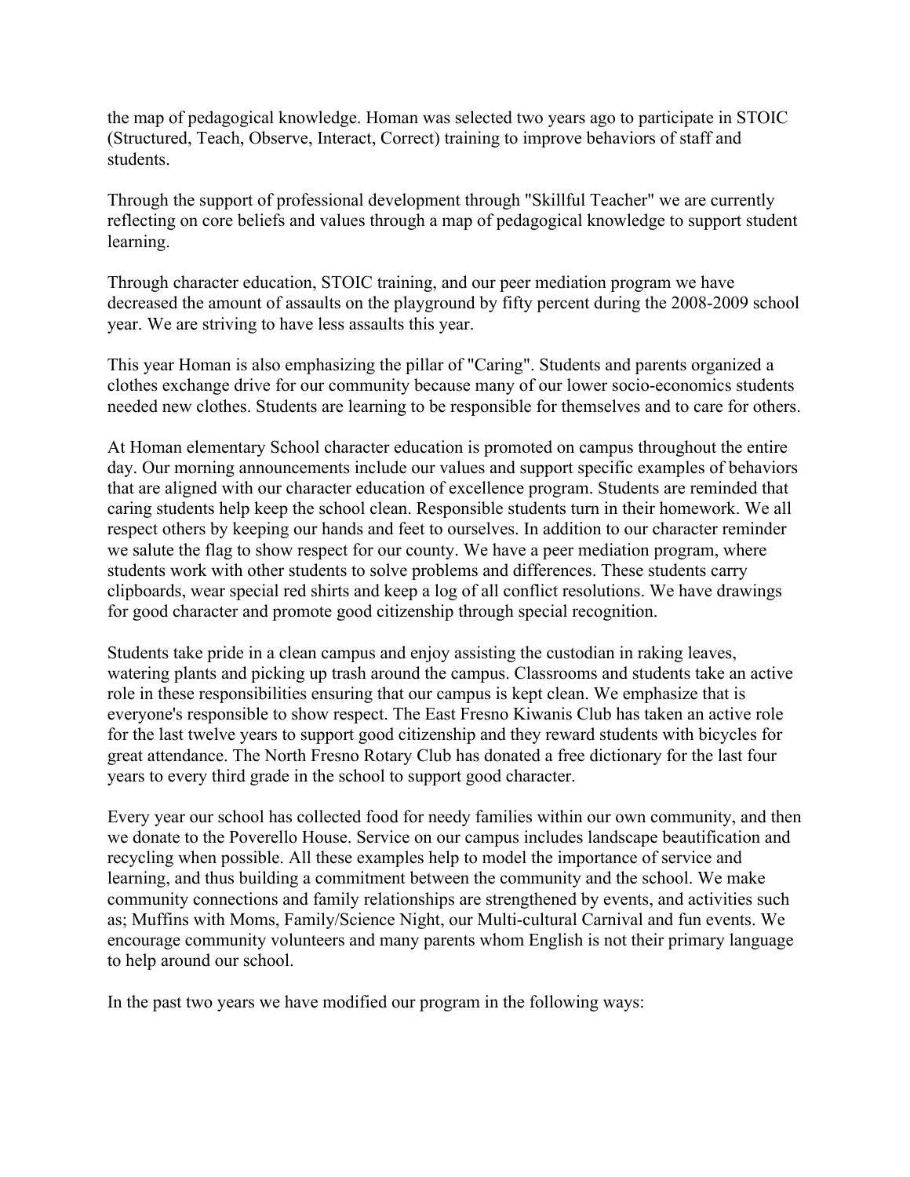the map of pedagogical knowledge. Homan was selected two years ago to participate in STOIC (Structured, Teach, Observe, Interact, Correct) training to improve behaviors of staff and students.

Through the support of professional development through "Skillful Teacher" we are currently reflecting on core beliefs and values through a map of pedagogical knowledge to support student learning.

Through character education, STOIC training, and our peer mediation program we have decreased the amount of assaults on the playground by fifty percent during the 2008-2009 school year. We are striving to have less assaults this year.

This year Homan is also emphasizing the pillar of "Caring". Students and parents organized a clothes exchange drive for our community because many of our lower socio-economics students needed new clothes. Students are learning to be responsible for themselves and to care for others.

At Homan elementary School character education is promoted on campus throughout the entire day. Our morning announcements include our values and support specific examples of behaviors that are aligned with our character education of excellence program. Students are reminded that caring students help keep the school clean. Responsible students turn in their homework. We all respect others by keeping our hands and feet to ourselves. In addition to our character reminder we salute the flag to show respect for our county. We have a peer mediation program, where students work with other students to solve problems and differences. These students carry clipboards, wear special red shirts and keep a log of all conflict resolutions. We have drawings for good character and promote good citizenship through special recognition.

Students take pride in a clean campus and enjoy assisting the custodian in raking leaves, watering plants and picking up trash around the campus. Classrooms and students take an active role in these responsibilities ensuring that our campus is kept clean. We emphasize that is everyone's responsible to show respect. The East Fresno Kiwanis Club has taken an active role for the last twelve years to support good citizenship and they reward students with bicycles for great attendance. The North Fresno Rotary Club has donated a free dictionary for the last four years to every third grade in the school to support good character.

Every year our school has collected food for needy families within our own community, and then we donate to the Poverello House. Service on our campus includes landscape beautification and recycling when possible. All these examples help to model the importance of service and learning, and thus building a commitment between the community and the school. We make community connections and family relationships are strengthened by events, and activities such as; Muffins with Moms, Family/Science Night, our Multi-cultural Carnival and fun events. We encourage community volunteers and many parents whom English is not their primary language to help around our school.

In the past two years we have modified our program in the following ways: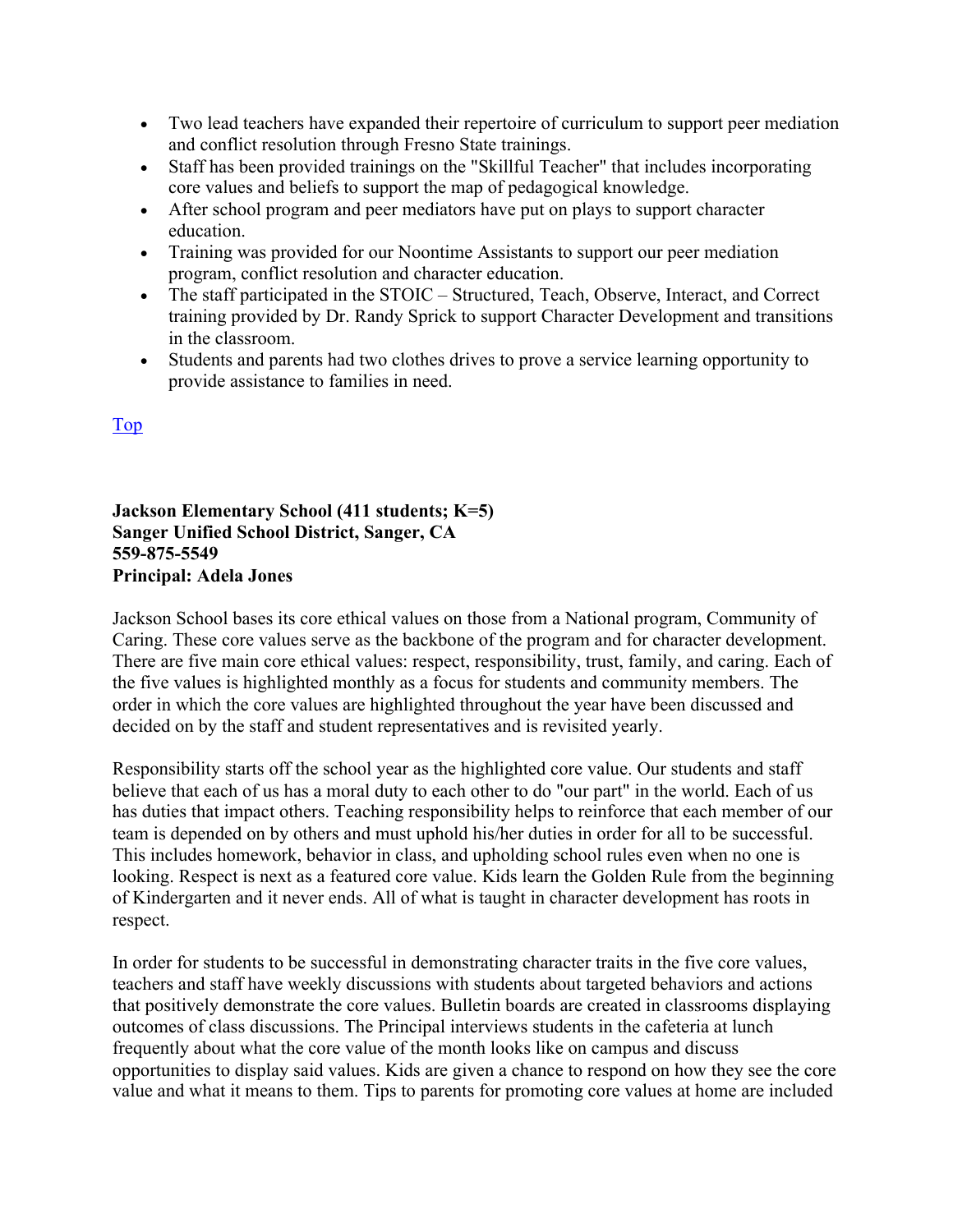- Two lead teachers have expanded their repertoire of curriculum to support peer mediation and conflict resolution through Fresno State trainings.
- Staff has been provided trainings on the "Skillful Teacher" that includes incorporating core values and beliefs to support the map of pedagogical knowledge.
- After school program and peer mediators have put on plays to support character education.
- Training was provided for our Noontime Assistants to support our peer mediation program, conflict resolution and character education.
- The staff participated in the STOIC – Structured, Teach, Observe, Interact, and Correct training provided by Dr. Randy Sprick to support Character Development and transitions in the classroom.
- Students and parents had two clothes drives to prove a service learning opportunity to provide assistance to families in need.

Top

**Jackson Elementary School (411 students; K=5)**
**Sanger Unified School District, Sanger, CA**
**559-875-5549**
**Principal: Adela Jones**

Jackson School bases its core ethical values on those from a National program, Community of Caring. These core values serve as the backbone of the program and for character development. There are five main core ethical values: respect, responsibility, trust, family, and caring. Each of the five values is highlighted monthly as a focus for students and community members. The order in which the core values are highlighted throughout the year have been discussed and decided on by the staff and student representatives and is revisited yearly.

Responsibility starts off the school year as the highlighted core value. Our students and staff believe that each of us has a moral duty to each other to do "our part" in the world. Each of us has duties that impact others. Teaching responsibility helps to reinforce that each member of our team is depended on by others and must uphold his/her duties in order for all to be successful. This includes homework, behavior in class, and upholding school rules even when no one is looking. Respect is next as a featured core value. Kids learn the Golden Rule from the beginning of Kindergarten and it never ends. All of what is taught in character development has roots in respect.

In order for students to be successful in demonstrating character traits in the five core values, teachers and staff have weekly discussions with students about targeted behaviors and actions that positively demonstrate the core values. Bulletin boards are created in classrooms displaying outcomes of class discussions. The Principal interviews students in the cafeteria at lunch frequently about what the core value of the month looks like on campus and discuss opportunities to display said values. Kids are given a chance to respond on how they see the core value and what it means to them. Tips to parents for promoting core values at home are included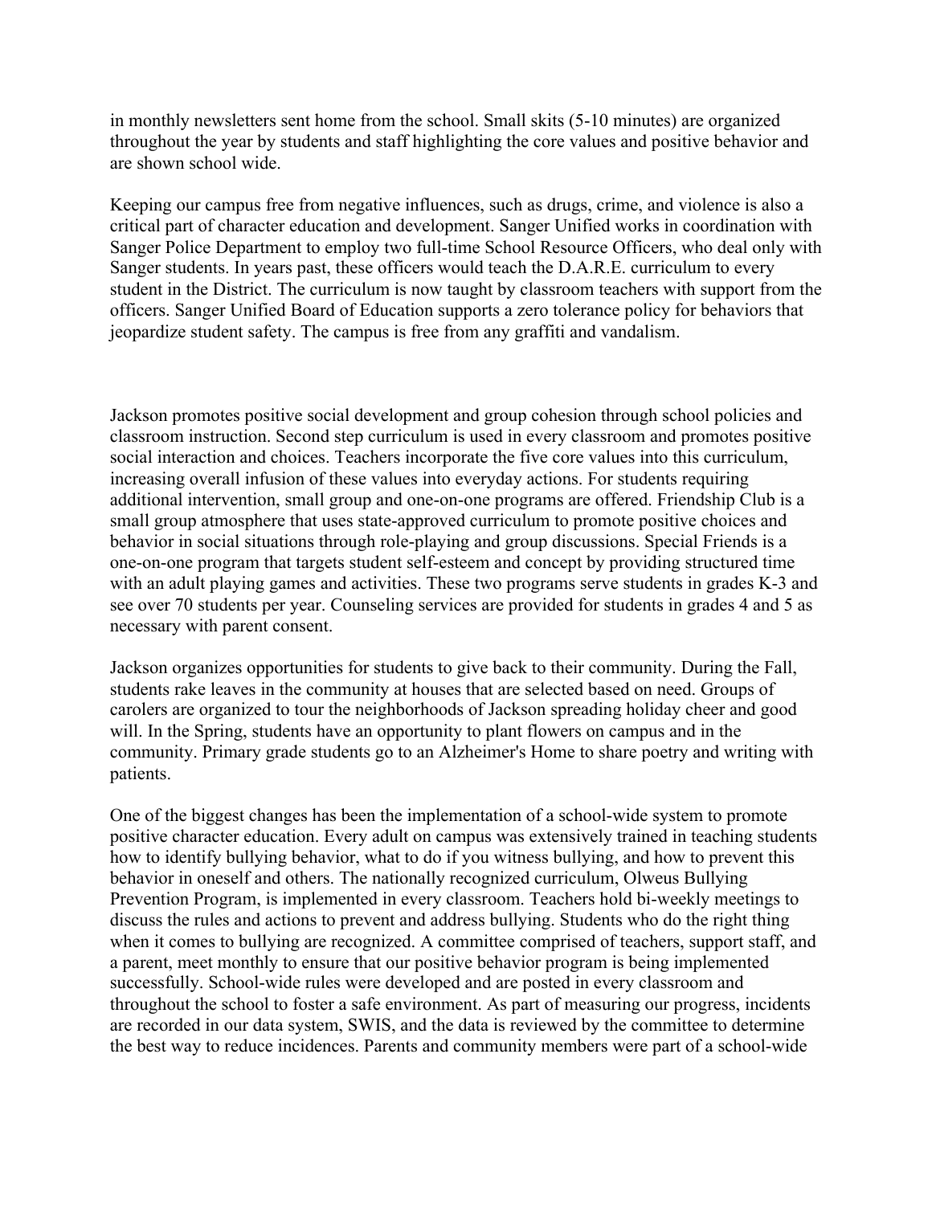in monthly newsletters sent home from the school. Small skits (5-10 minutes) are organized throughout the year by students and staff highlighting the core values and positive behavior and are shown school wide.

Keeping our campus free from negative influences, such as drugs, crime, and violence is also a critical part of character education and development. Sanger Unified works in coordination with Sanger Police Department to employ two full-time School Resource Officers, who deal only with Sanger students. In years past, these officers would teach the D.A.R.E. curriculum to every student in the District. The curriculum is now taught by classroom teachers with support from the officers. Sanger Unified Board of Education supports a zero tolerance policy for behaviors that jeopardize student safety. The campus is free from any graffiti and vandalism.

Jackson promotes positive social development and group cohesion through school policies and classroom instruction. Second step curriculum is used in every classroom and promotes positive social interaction and choices. Teachers incorporate the five core values into this curriculum, increasing overall infusion of these values into everyday actions. For students requiring additional intervention, small group and one-on-one programs are offered. Friendship Club is a small group atmosphere that uses state-approved curriculum to promote positive choices and behavior in social situations through role-playing and group discussions. Special Friends is a one-on-one program that targets student self-esteem and concept by providing structured time with an adult playing games and activities. These two programs serve students in grades K-3 and see over 70 students per year. Counseling services are provided for students in grades 4 and 5 as necessary with parent consent.

Jackson organizes opportunities for students to give back to their community. During the Fall, students rake leaves in the community at houses that are selected based on need. Groups of carolers are organized to tour the neighborhoods of Jackson spreading holiday cheer and good will. In the Spring, students have an opportunity to plant flowers on campus and in the community. Primary grade students go to an Alzheimer's Home to share poetry and writing with patients.

One of the biggest changes has been the implementation of a school-wide system to promote positive character education. Every adult on campus was extensively trained in teaching students how to identify bullying behavior, what to do if you witness bullying, and how to prevent this behavior in oneself and others. The nationally recognized curriculum, Olweus Bullying Prevention Program, is implemented in every classroom. Teachers hold bi-weekly meetings to discuss the rules and actions to prevent and address bullying. Students who do the right thing when it comes to bullying are recognized. A committee comprised of teachers, support staff, and a parent, meet monthly to ensure that our positive behavior program is being implemented successfully. School-wide rules were developed and are posted in every classroom and throughout the school to foster a safe environment. As part of measuring our progress, incidents are recorded in our data system, SWIS, and the data is reviewed by the committee to determine the best way to reduce incidences. Parents and community members were part of a school-wide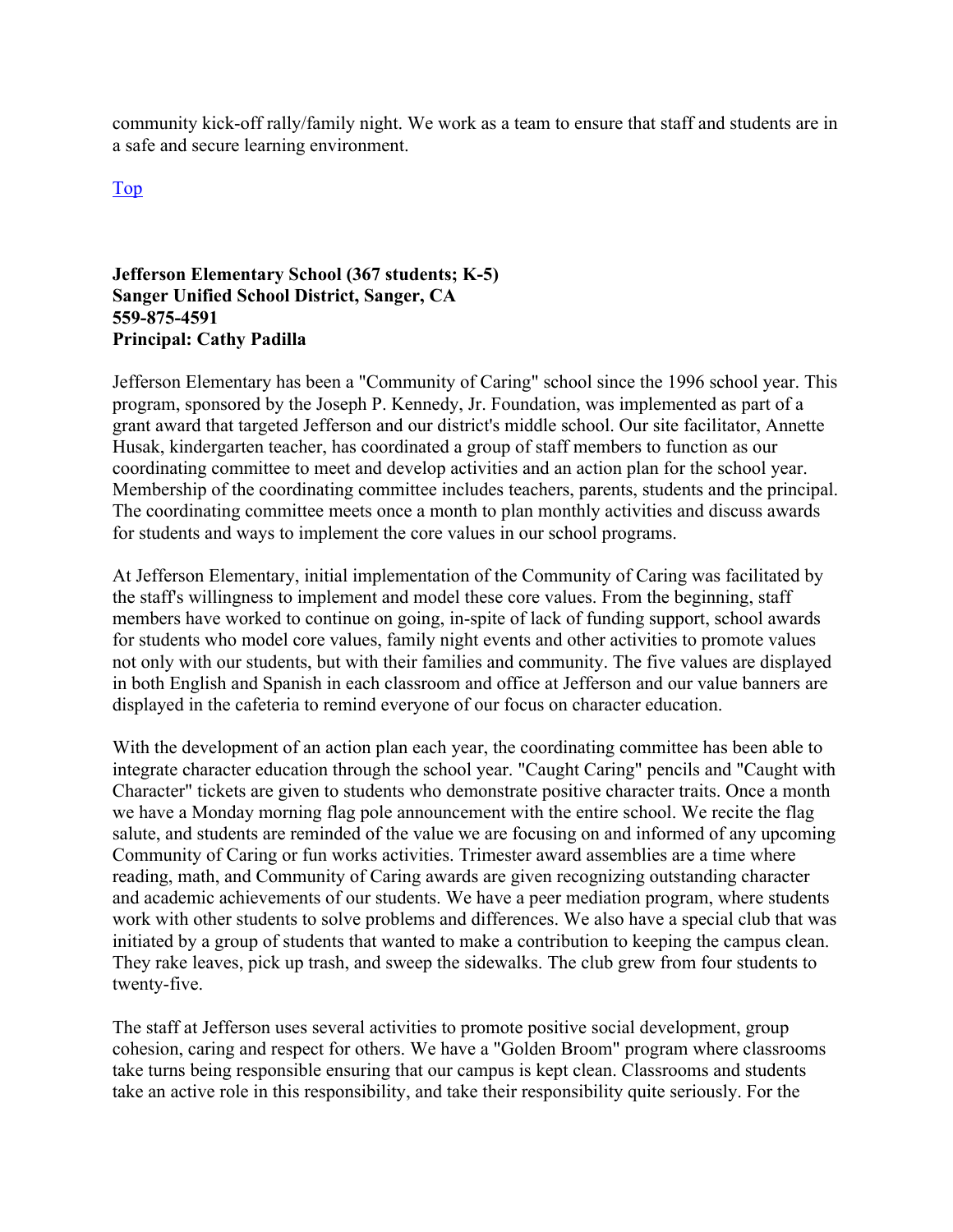community kick-off rally/family night. We work as a team to ensure that staff and students are in a safe and secure learning environment.

[Top]

**Jefferson Elementary School (367 students; K-5)**
**Sanger Unified School District, Sanger, CA**
**559-875-4591**
**Principal: Cathy Padilla**

Jefferson Elementary has been a "Community of Caring" school since the 1996 school year. This program, sponsored by the Joseph P. Kennedy, Jr. Foundation, was implemented as part of a grant award that targeted Jefferson and our district's middle school. Our site facilitator, Annette Husak, kindergarten teacher, has coordinated a group of staff members to function as our coordinating committee to meet and develop activities and an action plan for the school year. Membership of the coordinating committee includes teachers, parents, students and the principal. The coordinating committee meets once a month to plan monthly activities and discuss awards for students and ways to implement the core values in our school programs.

At Jefferson Elementary, initial implementation of the Community of Caring was facilitated by the staff's willingness to implement and model these core values. From the beginning, staff members have worked to continue on going, in-spite of lack of funding support, school awards for students who model core values, family night events and other activities to promote values not only with our students, but with their families and community. The five values are displayed in both English and Spanish in each classroom and office at Jefferson and our value banners are displayed in the cafeteria to remind everyone of our focus on character education.

With the development of an action plan each year, the coordinating committee has been able to integrate character education through the school year. "Caught Caring" pencils and "Caught with Character" tickets are given to students who demonstrate positive character traits. Once a month we have a Monday morning flag pole announcement with the entire school. We recite the flag salute, and students are reminded of the value we are focusing on and informed of any upcoming Community of Caring or fun works activities. Trimester award assemblies are a time where reading, math, and Community of Caring awards are given recognizing outstanding character and academic achievements of our students. We have a peer mediation program, where students work with other students to solve problems and differences. We also have a special club that was initiated by a group of students that wanted to make a contribution to keeping the campus clean. They rake leaves, pick up trash, and sweep the sidewalks. The club grew from four students to twenty-five.

The staff at Jefferson uses several activities to promote positive social development, group cohesion, caring and respect for others. We have a "Golden Broom" program where classrooms take turns being responsible ensuring that our campus is kept clean. Classrooms and students take an active role in this responsibility, and take their responsibility quite seriously. For the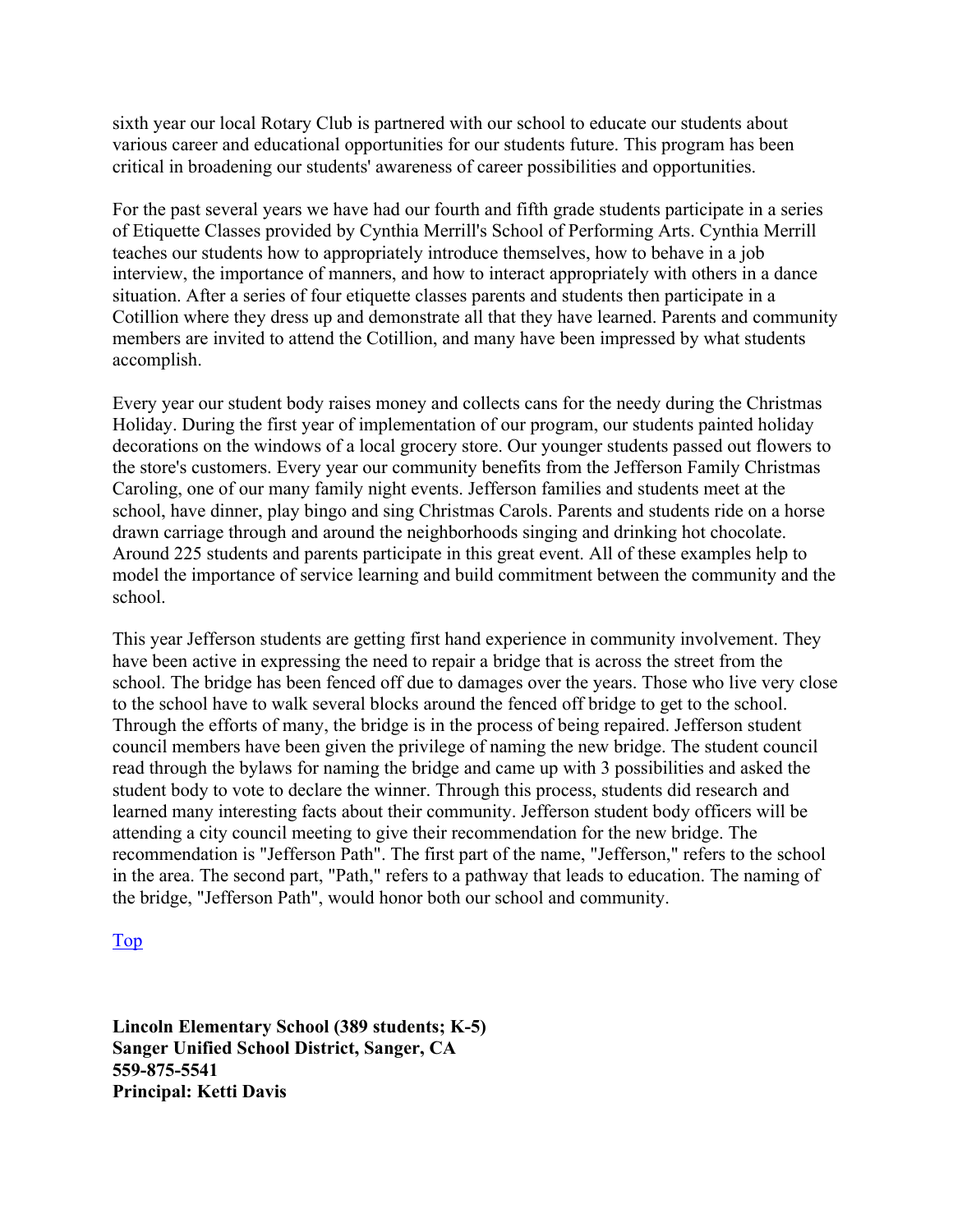sixth year our local Rotary Club is partnered with our school to educate our students about various career and educational opportunities for our students future. This program has been critical in broadening our students' awareness of career possibilities and opportunities.

For the past several years we have had our fourth and fifth grade students participate in a series of Etiquette Classes provided by Cynthia Merrill's School of Performing Arts. Cynthia Merrill teaches our students how to appropriately introduce themselves, how to behave in a job interview, the importance of manners, and how to interact appropriately with others in a dance situation. After a series of four etiquette classes parents and students then participate in a Cotillion where they dress up and demonstrate all that they have learned. Parents and community members are invited to attend the Cotillion, and many have been impressed by what students accomplish.

Every year our student body raises money and collects cans for the needy during the Christmas Holiday. During the first year of implementation of our program, our students painted holiday decorations on the windows of a local grocery store. Our younger students passed out flowers to the store's customers. Every year our community benefits from the Jefferson Family Christmas Caroling, one of our many family night events. Jefferson families and students meet at the school, have dinner, play bingo and sing Christmas Carols. Parents and students ride on a horse drawn carriage through and around the neighborhoods singing and drinking hot chocolate. Around 225 students and parents participate in this great event. All of these examples help to model the importance of service learning and build commitment between the community and the school.

This year Jefferson students are getting first hand experience in community involvement. They have been active in expressing the need to repair a bridge that is across the street from the school. The bridge has been fenced off due to damages over the years. Those who live very close to the school have to walk several blocks around the fenced off bridge to get to the school. Through the efforts of many, the bridge is in the process of being repaired. Jefferson student council members have been given the privilege of naming the new bridge. The student council read through the bylaws for naming the bridge and came up with 3 possibilities and asked the student body to vote to declare the winner. Through this process, students did research and learned many interesting facts about their community. Jefferson student body officers will be attending a city council meeting to give their recommendation for the new bridge. The recommendation is "Jefferson Path". The first part of the name, "Jefferson," refers to the school in the area. The second part, "Path," refers to a pathway that leads to education. The naming of the bridge, "Jefferson Path", would honor both our school and community.

Top

**Lincoln Elementary School (389 students; K-5)**
**Sanger Unified School District, Sanger, CA**
**559-875-5541**
**Principal: Ketti Davis**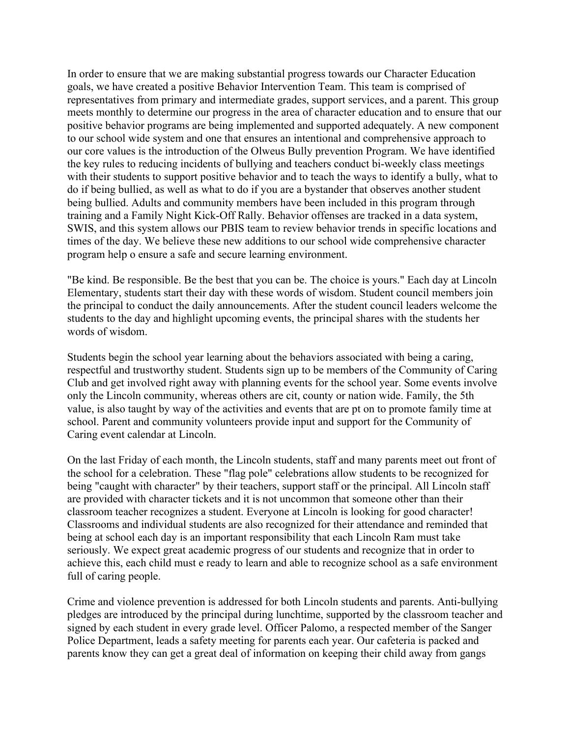In order to ensure that we are making substantial progress towards our Character Education goals, we have created a positive Behavior Intervention Team. This team is comprised of representatives from primary and intermediate grades, support services, and a parent. This group meets monthly to determine our progress in the area of character education and to ensure that our positive behavior programs are being implemented and supported adequately. A new component to our school wide system and one that ensures an intentional and comprehensive approach to our core values is the introduction of the Olweus Bully prevention Program. We have identified the key rules to reducing incidents of bullying and teachers conduct bi-weekly class meetings with their students to support positive behavior and to teach the ways to identify a bully, what to do if being bullied, as well as what to do if you are a bystander that observes another student being bullied. Adults and community members have been included in this program through training and a Family Night Kick-Off Rally. Behavior offenses are tracked in a data system, SWIS, and this system allows our PBIS team to review behavior trends in specific locations and times of the day. We believe these new additions to our school wide comprehensive character program help o ensure a safe and secure learning environment.

"Be kind. Be responsible. Be the best that you can be. The choice is yours." Each day at Lincoln Elementary, students start their day with these words of wisdom. Student council members join the principal to conduct the daily announcements. After the student council leaders welcome the students to the day and highlight upcoming events, the principal shares with the students her words of wisdom.

Students begin the school year learning about the behaviors associated with being a caring, respectful and trustworthy student. Students sign up to be members of the Community of Caring Club and get involved right away with planning events for the school year. Some events involve only the Lincoln community, whereas others are cit, county or nation wide. Family, the 5th value, is also taught by way of the activities and events that are pt on to promote family time at school. Parent and community volunteers provide input and support for the Community of Caring event calendar at Lincoln.

On the last Friday of each month, the Lincoln students, staff and many parents meet out front of the school for a celebration. These "flag pole" celebrations allow students to be recognized for being "caught with character" by their teachers, support staff or the principal. All Lincoln staff are provided with character tickets and it is not uncommon that someone other than their classroom teacher recognizes a student. Everyone at Lincoln is looking for good character! Classrooms and individual students are also recognized for their attendance and reminded that being at school each day is an important responsibility that each Lincoln Ram must take seriously. We expect great academic progress of our students and recognize that in order to achieve this, each child must e ready to learn and able to recognize school as a safe environment full of caring people.

Crime and violence prevention is addressed for both Lincoln students and parents. Anti-bullying pledges are introduced by the principal during lunchtime, supported by the classroom teacher and signed by each student in every grade level. Officer Palomo, a respected member of the Sanger Police Department, leads a safety meeting for parents each year. Our cafeteria is packed and parents know they can get a great deal of information on keeping their child away from gangs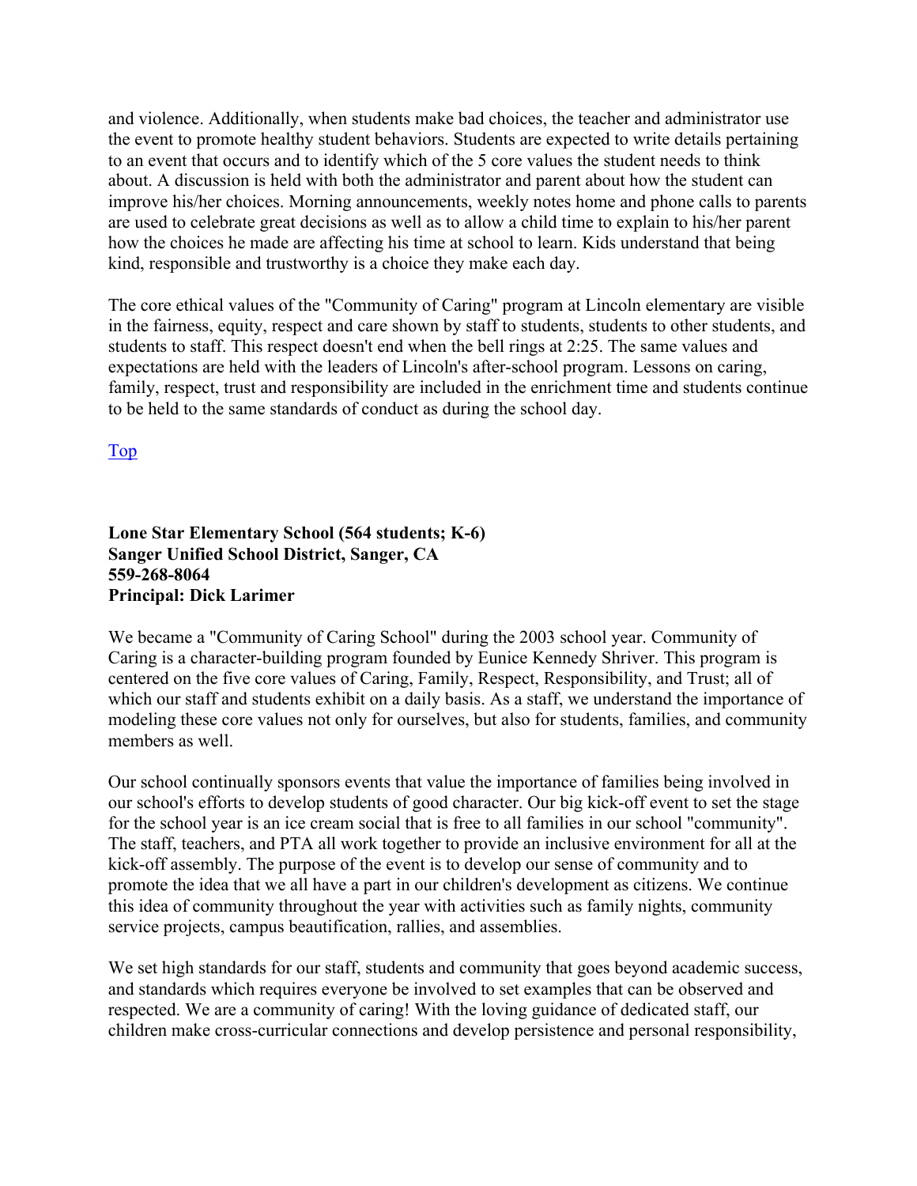and violence. Additionally, when students make bad choices, the teacher and administrator use the event to promote healthy student behaviors. Students are expected to write details pertaining to an event that occurs and to identify which of the 5 core values the student needs to think about. A discussion is held with both the administrator and parent about how the student can improve his/her choices. Morning announcements, weekly notes home and phone calls to parents are used to celebrate great decisions as well as to allow a child time to explain to his/her parent how the choices he made are affecting his time at school to learn. Kids understand that being kind, responsible and trustworthy is a choice they make each day.

The core ethical values of the "Community of Caring" program at Lincoln elementary are visible in the fairness, equity, respect and care shown by staff to students, students to other students, and students to staff. This respect doesn't end when the bell rings at 2:25. The same values and expectations are held with the leaders of Lincoln's after-school program. Lessons on caring, family, respect, trust and responsibility are included in the enrichment time and students continue to be held to the same standards of conduct as during the school day.

Top

**Lone Star Elementary School (564 students; K-6)**
**Sanger Unified School District, Sanger, CA**
**559-268-8064**
**Principal: Dick Larimer**

We became a "Community of Caring School" during the 2003 school year. Community of Caring is a character-building program founded by Eunice Kennedy Shriver. This program is centered on the five core values of Caring, Family, Respect, Responsibility, and Trust; all of which our staff and students exhibit on a daily basis. As a staff, we understand the importance of modeling these core values not only for ourselves, but also for students, families, and community members as well.

Our school continually sponsors events that value the importance of families being involved in our school's efforts to develop students of good character. Our big kick-off event to set the stage for the school year is an ice cream social that is free to all families in our school "community". The staff, teachers, and PTA all work together to provide an inclusive environment for all at the kick-off assembly. The purpose of the event is to develop our sense of community and to promote the idea that we all have a part in our children's development as citizens. We continue this idea of community throughout the year with activities such as family nights, community service projects, campus beautification, rallies, and assemblies.

We set high standards for our staff, students and community that goes beyond academic success, and standards which requires everyone be involved to set examples that can be observed and respected. We are a community of caring! With the loving guidance of dedicated staff, our children make cross-curricular connections and develop persistence and personal responsibility,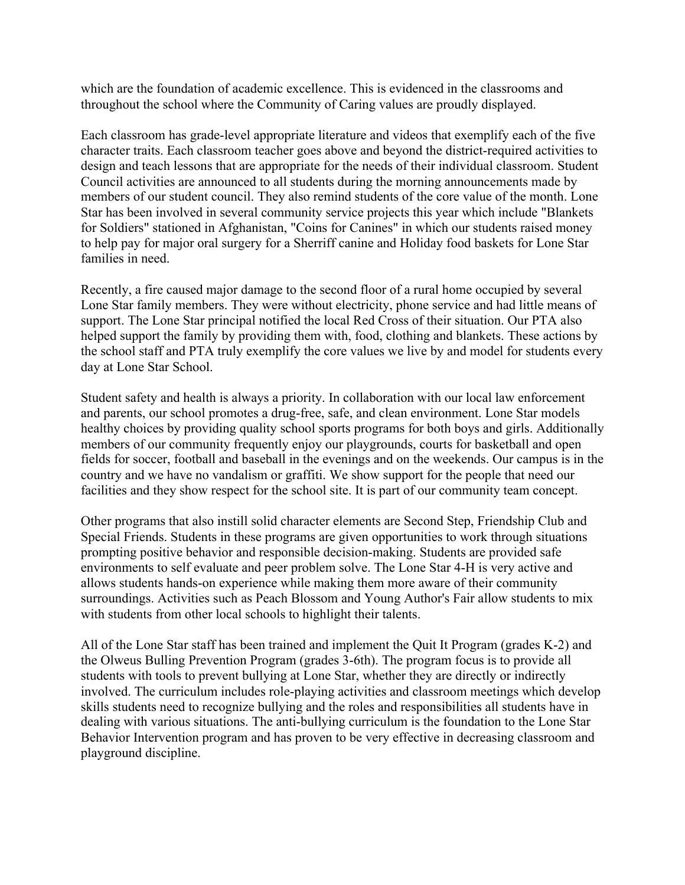which are the foundation of academic excellence. This is evidenced in the classrooms and throughout the school where the Community of Caring values are proudly displayed.

Each classroom has grade-level appropriate literature and videos that exemplify each of the five character traits. Each classroom teacher goes above and beyond the district-required activities to design and teach lessons that are appropriate for the needs of their individual classroom. Student Council activities are announced to all students during the morning announcements made by members of our student council. They also remind students of the core value of the month. Lone Star has been involved in several community service projects this year which include "Blankets for Soldiers" stationed in Afghanistan, "Coins for Canines" in which our students raised money to help pay for major oral surgery for a Sherriff canine and Holiday food baskets for Lone Star families in need.

Recently, a fire caused major damage to the second floor of a rural home occupied by several Lone Star family members. They were without electricity, phone service and had little means of support. The Lone Star principal notified the local Red Cross of their situation. Our PTA also helped support the family by providing them with, food, clothing and blankets. These actions by the school staff and PTA truly exemplify the core values we live by and model for students every day at Lone Star School.

Student safety and health is always a priority. In collaboration with our local law enforcement and parents, our school promotes a drug-free, safe, and clean environment. Lone Star models healthy choices by providing quality school sports programs for both boys and girls. Additionally members of our community frequently enjoy our playgrounds, courts for basketball and open fields for soccer, football and baseball in the evenings and on the weekends. Our campus is in the country and we have no vandalism or graffiti. We show support for the people that need our facilities and they show respect for the school site. It is part of our community team concept.

Other programs that also instill solid character elements are Second Step, Friendship Club and Special Friends. Students in these programs are given opportunities to work through situations prompting positive behavior and responsible decision-making. Students are provided safe environments to self evaluate and peer problem solve. The Lone Star 4-H is very active and allows students hands-on experience while making them more aware of their community surroundings. Activities such as Peach Blossom and Young Author's Fair allow students to mix with students from other local schools to highlight their talents.

All of the Lone Star staff has been trained and implement the Quit It Program (grades K-2) and the Olweus Bulling Prevention Program (grades 3-6th). The program focus is to provide all students with tools to prevent bullying at Lone Star, whether they are directly or indirectly involved. The curriculum includes role-playing activities and classroom meetings which develop skills students need to recognize bullying and the roles and responsibilities all students have in dealing with various situations. The anti-bullying curriculum is the foundation to the Lone Star Behavior Intervention program and has proven to be very effective in decreasing classroom and playground discipline.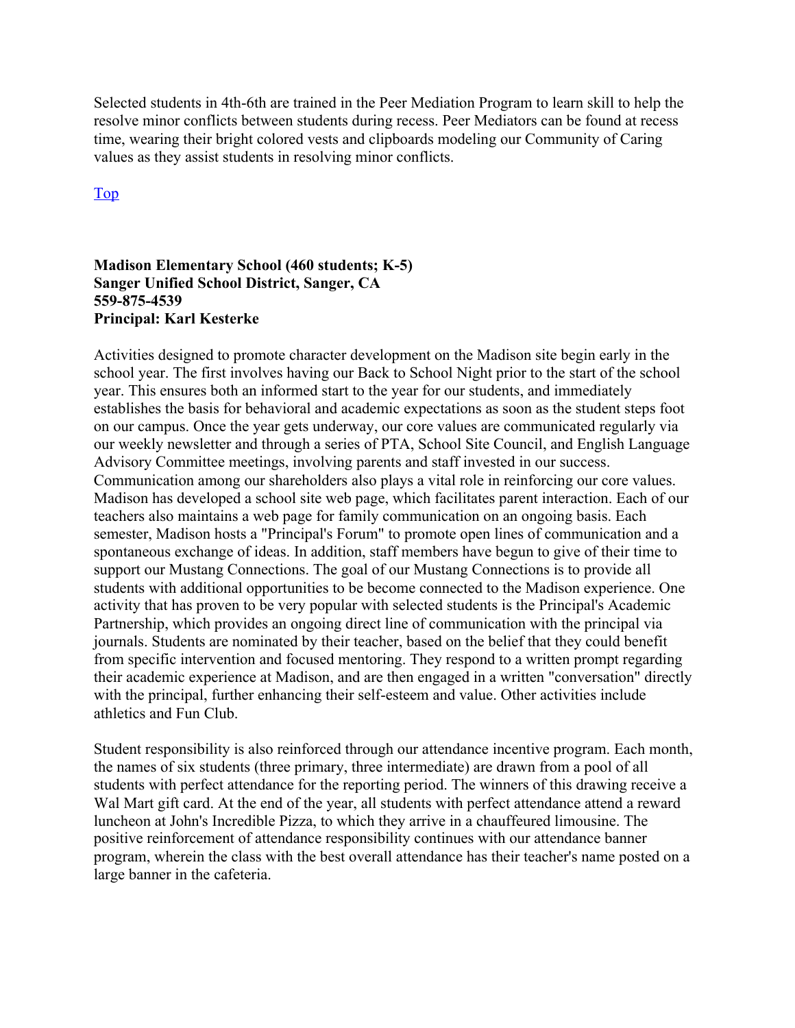Selected students in 4th-6th are trained in the Peer Mediation Program to learn skill to help the resolve minor conflicts between students during recess. Peer Mediators can be found at recess time, wearing their bright colored vests and clipboards modeling our Community of Caring values as they assist students in resolving minor conflicts.

Top

**Madison Elementary School (460 students; K-5)**
**Sanger Unified School District, Sanger, CA**
**559-875-4539**
**Principal: Karl Kesterke**

Activities designed to promote character development on the Madison site begin early in the school year. The first involves having our Back to School Night prior to the start of the school year. This ensures both an informed start to the year for our students, and immediately establishes the basis for behavioral and academic expectations as soon as the student steps foot on our campus. Once the year gets underway, our core values are communicated regularly via our weekly newsletter and through a series of PTA, School Site Council, and English Language Advisory Committee meetings, involving parents and staff invested in our success. Communication among our shareholders also plays a vital role in reinforcing our core values. Madison has developed a school site web page, which facilitates parent interaction. Each of our teachers also maintains a web page for family communication on an ongoing basis. Each semester, Madison hosts a "Principal's Forum" to promote open lines of communication and a spontaneous exchange of ideas. In addition, staff members have begun to give of their time to support our Mustang Connections. The goal of our Mustang Connections is to provide all students with additional opportunities to be become connected to the Madison experience. One activity that has proven to be very popular with selected students is the Principal's Academic Partnership, which provides an ongoing direct line of communication with the principal via journals. Students are nominated by their teacher, based on the belief that they could benefit from specific intervention and focused mentoring. They respond to a written prompt regarding their academic experience at Madison, and are then engaged in a written "conversation" directly with the principal, further enhancing their self-esteem and value. Other activities include athletics and Fun Club.

Student responsibility is also reinforced through our attendance incentive program. Each month, the names of six students (three primary, three intermediate) are drawn from a pool of all students with perfect attendance for the reporting period. The winners of this drawing receive a Wal Mart gift card. At the end of the year, all students with perfect attendance attend a reward luncheon at John's Incredible Pizza, to which they arrive in a chauffeured limousine. The positive reinforcement of attendance responsibility continues with our attendance banner program, wherein the class with the best overall attendance has their teacher's name posted on a large banner in the cafeteria.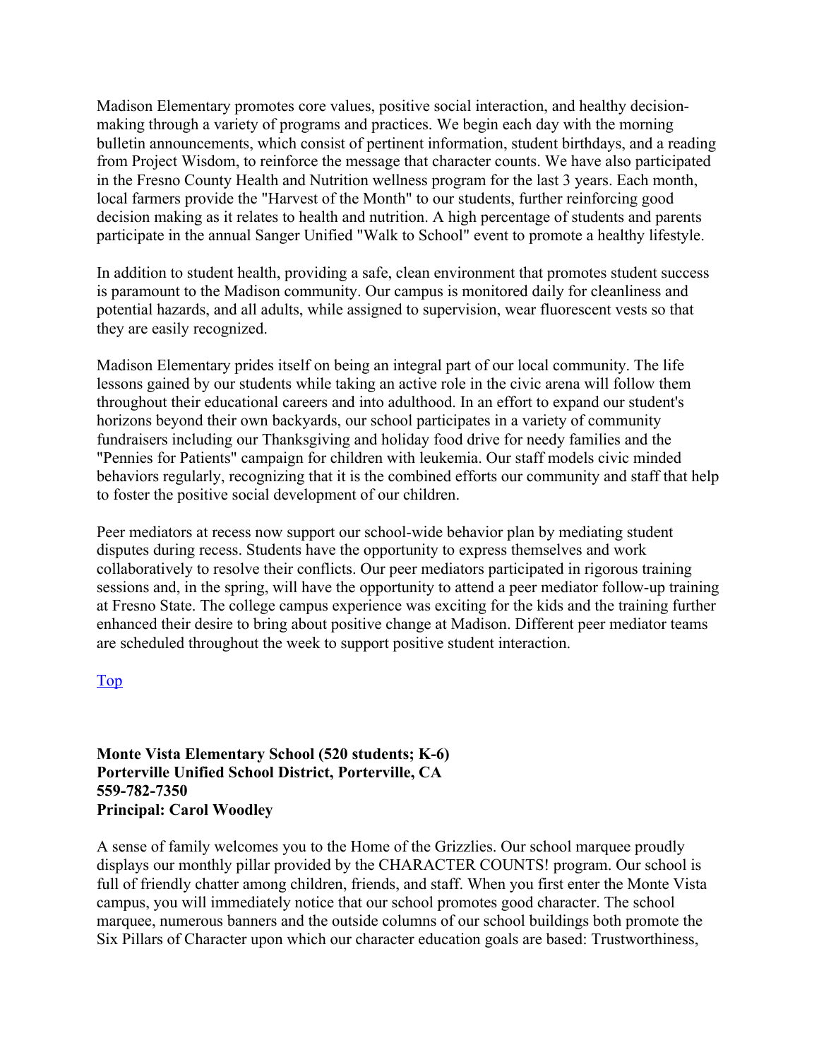Madison Elementary promotes core values, positive social interaction, and healthy decision-making through a variety of programs and practices. We begin each day with the morning bulletin announcements, which consist of pertinent information, student birthdays, and a reading from Project Wisdom, to reinforce the message that character counts. We have also participated in the Fresno County Health and Nutrition wellness program for the last 3 years. Each month, local farmers provide the "Harvest of the Month" to our students, further reinforcing good decision making as it relates to health and nutrition. A high percentage of students and parents participate in the annual Sanger Unified "Walk to School" event to promote a healthy lifestyle.

In addition to student health, providing a safe, clean environment that promotes student success is paramount to the Madison community. Our campus is monitored daily for cleanliness and potential hazards, and all adults, while assigned to supervision, wear fluorescent vests so that they are easily recognized.

Madison Elementary prides itself on being an integral part of our local community. The life lessons gained by our students while taking an active role in the civic arena will follow them throughout their educational careers and into adulthood. In an effort to expand our student's horizons beyond their own backyards, our school participates in a variety of community fundraisers including our Thanksgiving and holiday food drive for needy families and the "Pennies for Patients" campaign for children with leukemia. Our staff models civic minded behaviors regularly, recognizing that it is the combined efforts our community and staff that help to foster the positive social development of our children.

Peer mediators at recess now support our school-wide behavior plan by mediating student disputes during recess. Students have the opportunity to express themselves and work collaboratively to resolve their conflicts. Our peer mediators participated in rigorous training sessions and, in the spring, will have the opportunity to attend a peer mediator follow-up training at Fresno State. The college campus experience was exciting for the kids and the training further enhanced their desire to bring about positive change at Madison. Different peer mediator teams are scheduled throughout the week to support positive student interaction.

Top

**Monte Vista Elementary School (520 students; K-6)**
**Porterville Unified School District, Porterville, CA**
**559-782-7350**
**Principal: Carol Woodley**

A sense of family welcomes you to the Home of the Grizzlies. Our school marquee proudly displays our monthly pillar provided by the CHARACTER COUNTS! program. Our school is full of friendly chatter among children, friends, and staff. When you first enter the Monte Vista campus, you will immediately notice that our school promotes good character. The school marquee, numerous banners and the outside columns of our school buildings both promote the Six Pillars of Character upon which our character education goals are based: Trustworthiness,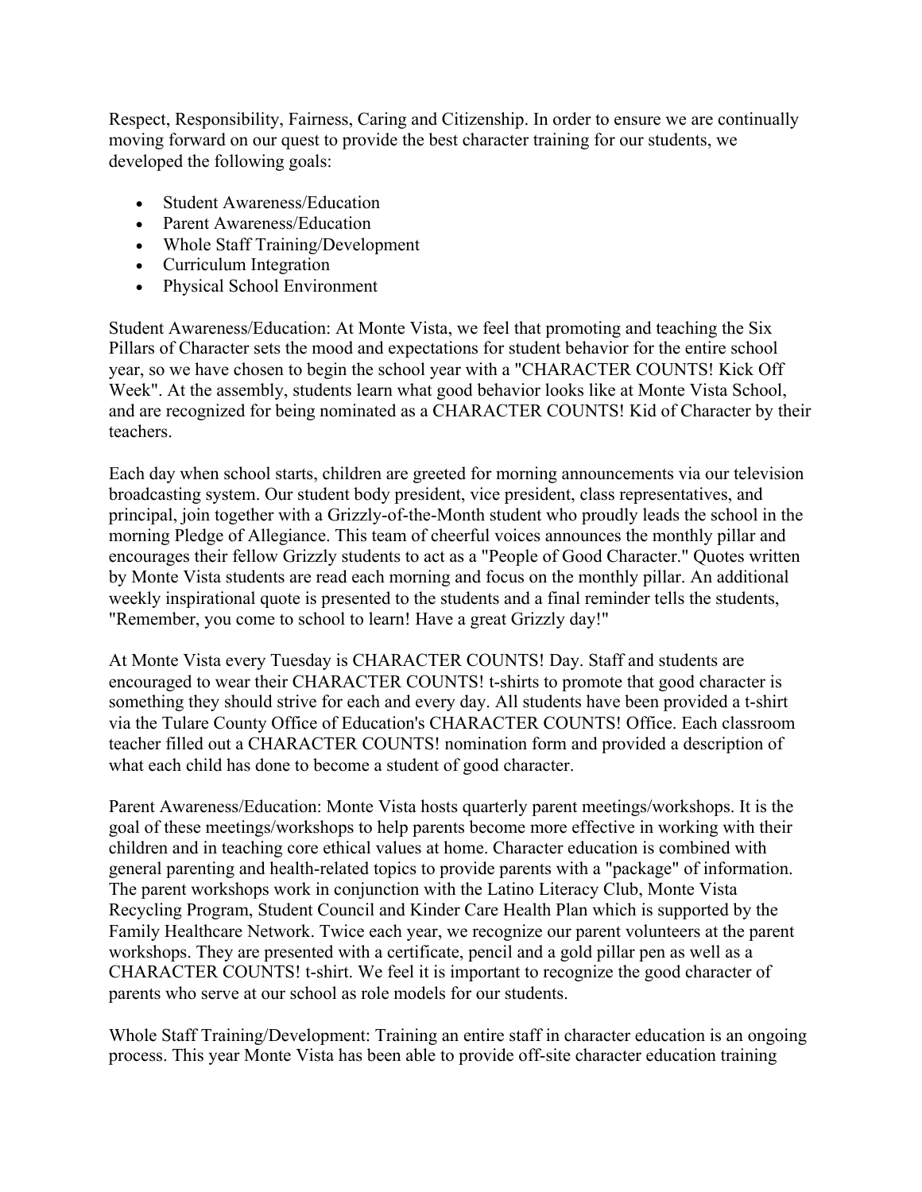Respect, Responsibility, Fairness, Caring and Citizenship. In order to ensure we are continually moving forward on our quest to provide the best character training for our students, we developed the following goals:

- Student Awareness/Education
- Parent Awareness/Education
- Whole Staff Training/Development
- Curriculum Integration
- Physical School Environment

Student Awareness/Education: At Monte Vista, we feel that promoting and teaching the Six Pillars of Character sets the mood and expectations for student behavior for the entire school year, so we have chosen to begin the school year with a "CHARACTER COUNTS! Kick Off Week". At the assembly, students learn what good behavior looks like at Monte Vista School, and are recognized for being nominated as a CHARACTER COUNTS! Kid of Character by their teachers.

Each day when school starts, children are greeted for morning announcements via our television broadcasting system. Our student body president, vice president, class representatives, and principal, join together with a Grizzly-of-the-Month student who proudly leads the school in the morning Pledge of Allegiance. This team of cheerful voices announces the monthly pillar and encourages their fellow Grizzly students to act as a "People of Good Character." Quotes written by Monte Vista students are read each morning and focus on the monthly pillar. An additional weekly inspirational quote is presented to the students and a final reminder tells the students, "Remember, you come to school to learn! Have a great Grizzly day!"

At Monte Vista every Tuesday is CHARACTER COUNTS! Day. Staff and students are encouraged to wear their CHARACTER COUNTS! t-shirts to promote that good character is something they should strive for each and every day. All students have been provided a t-shirt via the Tulare County Office of Education's CHARACTER COUNTS! Office. Each classroom teacher filled out a CHARACTER COUNTS! nomination form and provided a description of what each child has done to become a student of good character.

Parent Awareness/Education: Monte Vista hosts quarterly parent meetings/workshops. It is the goal of these meetings/workshops to help parents become more effective in working with their children and in teaching core ethical values at home. Character education is combined with general parenting and health-related topics to provide parents with a "package" of information. The parent workshops work in conjunction with the Latino Literacy Club, Monte Vista Recycling Program, Student Council and Kinder Care Health Plan which is supported by the Family Healthcare Network. Twice each year, we recognize our parent volunteers at the parent workshops. They are presented with a certificate, pencil and a gold pillar pen as well as a CHARACTER COUNTS! t-shirt. We feel it is important to recognize the good character of parents who serve at our school as role models for our students.

Whole Staff Training/Development: Training an entire staff in character education is an ongoing process. This year Monte Vista has been able to provide off-site character education training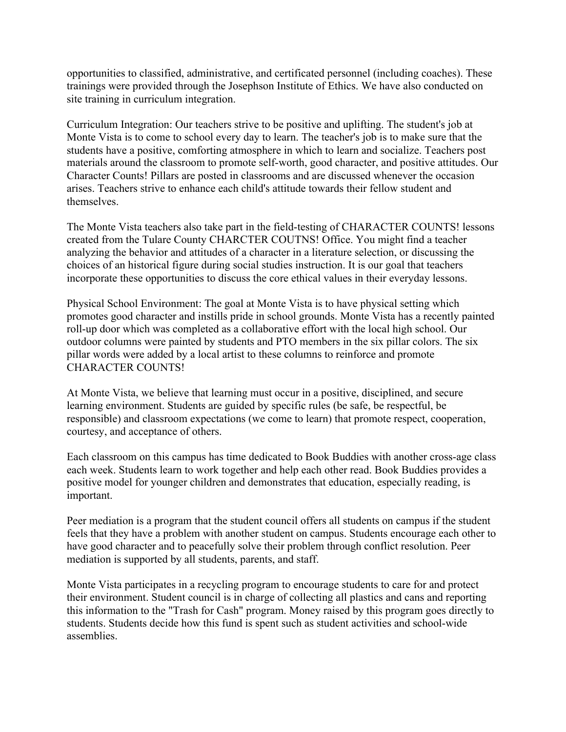opportunities to classified, administrative, and certificated personnel (including coaches). These trainings were provided through the Josephson Institute of Ethics. We have also conducted on site training in curriculum integration.

Curriculum Integration: Our teachers strive to be positive and uplifting. The student's job at Monte Vista is to come to school every day to learn. The teacher's job is to make sure that the students have a positive, comforting atmosphere in which to learn and socialize. Teachers post materials around the classroom to promote self-worth, good character, and positive attitudes. Our Character Counts! Pillars are posted in classrooms and are discussed whenever the occasion arises. Teachers strive to enhance each child's attitude towards their fellow student and themselves.

The Monte Vista teachers also take part in the field-testing of CHARACTER COUNTS! lessons created from the Tulare County CHARCTER COUTNS! Office. You might find a teacher analyzing the behavior and attitudes of a character in a literature selection, or discussing the choices of an historical figure during social studies instruction. It is our goal that teachers incorporate these opportunities to discuss the core ethical values in their everyday lessons.

Physical School Environment: The goal at Monte Vista is to have physical setting which promotes good character and instills pride in school grounds. Monte Vista has a recently painted roll-up door which was completed as a collaborative effort with the local high school. Our outdoor columns were painted by students and PTO members in the six pillar colors. The six pillar words were added by a local artist to these columns to reinforce and promote CHARACTER COUNTS!

At Monte Vista, we believe that learning must occur in a positive, disciplined, and secure learning environment. Students are guided by specific rules (be safe, be respectful, be responsible) and classroom expectations (we come to learn) that promote respect, cooperation, courtesy, and acceptance of others.

Each classroom on this campus has time dedicated to Book Buddies with another cross-age class each week. Students learn to work together and help each other read. Book Buddies provides a positive model for younger children and demonstrates that education, especially reading, is important.

Peer mediation is a program that the student council offers all students on campus if the student feels that they have a problem with another student on campus. Students encourage each other to have good character and to peacefully solve their problem through conflict resolution. Peer mediation is supported by all students, parents, and staff.

Monte Vista participates in a recycling program to encourage students to care for and protect their environment. Student council is in charge of collecting all plastics and cans and reporting this information to the "Trash for Cash" program. Money raised by this program goes directly to students. Students decide how this fund is spent such as student activities and school-wide assemblies.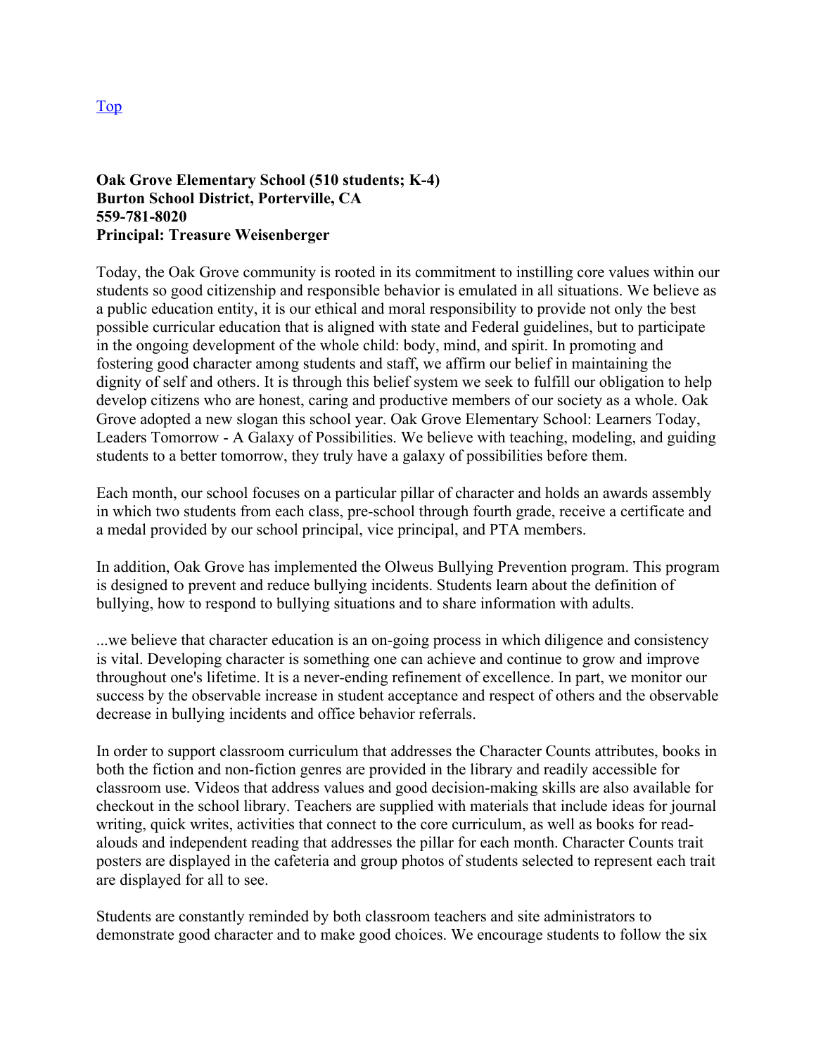[Top](#)

**Oak Grove Elementary School (510 students; K-4)**
**Burton School District, Porterville, CA**
**559-781-8020**
**Principal: Treasure Weisenberger**

Today, the Oak Grove community is rooted in its commitment to instilling core values within our students so good citizenship and responsible behavior is emulated in all situations. We believe as a public education entity, it is our ethical and moral responsibility to provide not only the best possible curricular education that is aligned with state and Federal guidelines, but to participate in the ongoing development of the whole child: body, mind, and spirit. In promoting and fostering good character among students and staff, we affirm our belief in maintaining the dignity of self and others. It is through this belief system we seek to fulfill our obligation to help develop citizens who are honest, caring and productive members of our society as a whole. Oak Grove adopted a new slogan this school year. Oak Grove Elementary School: Learners Today, Leaders Tomorrow - A Galaxy of Possibilities. We believe with teaching, modeling, and guiding students to a better tomorrow, they truly have a galaxy of possibilities before them.

Each month, our school focuses on a particular pillar of character and holds an awards assembly in which two students from each class, pre-school through fourth grade, receive a certificate and a medal provided by our school principal, vice principal, and PTA members.

In addition, Oak Grove has implemented the Olweus Bullying Prevention program. This program is designed to prevent and reduce bullying incidents. Students learn about the definition of bullying, how to respond to bullying situations and to share information with adults.

...we believe that character education is an on-going process in which diligence and consistency is vital. Developing character is something one can achieve and continue to grow and improve throughout one's lifetime. It is a never-ending refinement of excellence. In part, we monitor our success by the observable increase in student acceptance and respect of others and the observable decrease in bullying incidents and office behavior referrals.

In order to support classroom curriculum that addresses the Character Counts attributes, books in both the fiction and non-fiction genres are provided in the library and readily accessible for classroom use. Videos that address values and good decision-making skills are also available for checkout in the school library. Teachers are supplied with materials that include ideas for journal writing, quick writes, activities that connect to the core curriculum, as well as books for read-alouds and independent reading that addresses the pillar for each month. Character Counts trait posters are displayed in the cafeteria and group photos of students selected to represent each trait are displayed for all to see.

Students are constantly reminded by both classroom teachers and site administrators to demonstrate good character and to make good choices. We encourage students to follow the six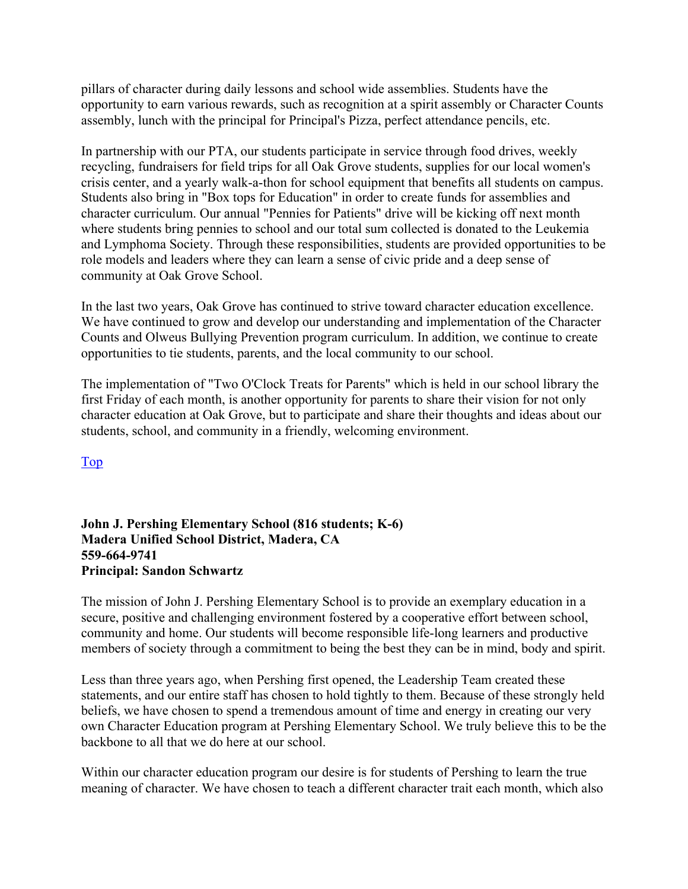pillars of character during daily lessons and school wide assemblies. Students have the opportunity to earn various rewards, such as recognition at a spirit assembly or Character Counts assembly, lunch with the principal for Principal's Pizza, perfect attendance pencils, etc.

In partnership with our PTA, our students participate in service through food drives, weekly recycling, fundraisers for field trips for all Oak Grove students, supplies for our local women's crisis center, and a yearly walk-a-thon for school equipment that benefits all students on campus. Students also bring in "Box tops for Education" in order to create funds for assemblies and character curriculum. Our annual "Pennies for Patients" drive will be kicking off next month where students bring pennies to school and our total sum collected is donated to the Leukemia and Lymphoma Society. Through these responsibilities, students are provided opportunities to be role models and leaders where they can learn a sense of civic pride and a deep sense of community at Oak Grove School.

In the last two years, Oak Grove has continued to strive toward character education excellence. We have continued to grow and develop our understanding and implementation of the Character Counts and Olweus Bullying Prevention program curriculum. In addition, we continue to create opportunities to tie students, parents, and the local community to our school.

The implementation of "Two O'Clock Treats for Parents" which is held in our school library the first Friday of each month, is another opportunity for parents to share their vision for not only character education at Oak Grove, but to participate and share their thoughts and ideas about our students, school, and community in a friendly, welcoming environment.

Top

**John J. Pershing Elementary School (816 students; K-6)**
**Madera Unified School District, Madera, CA**
**559-664-9741**
**Principal: Sandon Schwartz**

The mission of John J. Pershing Elementary School is to provide an exemplary education in a secure, positive and challenging environment fostered by a cooperative effort between school, community and home. Our students will become responsible life-long learners and productive members of society through a commitment to being the best they can be in mind, body and spirit.

Less than three years ago, when Pershing first opened, the Leadership Team created these statements, and our entire staff has chosen to hold tightly to them. Because of these strongly held beliefs, we have chosen to spend a tremendous amount of time and energy in creating our very own Character Education program at Pershing Elementary School. We truly believe this to be the backbone to all that we do here at our school.

Within our character education program our desire is for students of Pershing to learn the true meaning of character. We have chosen to teach a different character trait each month, which also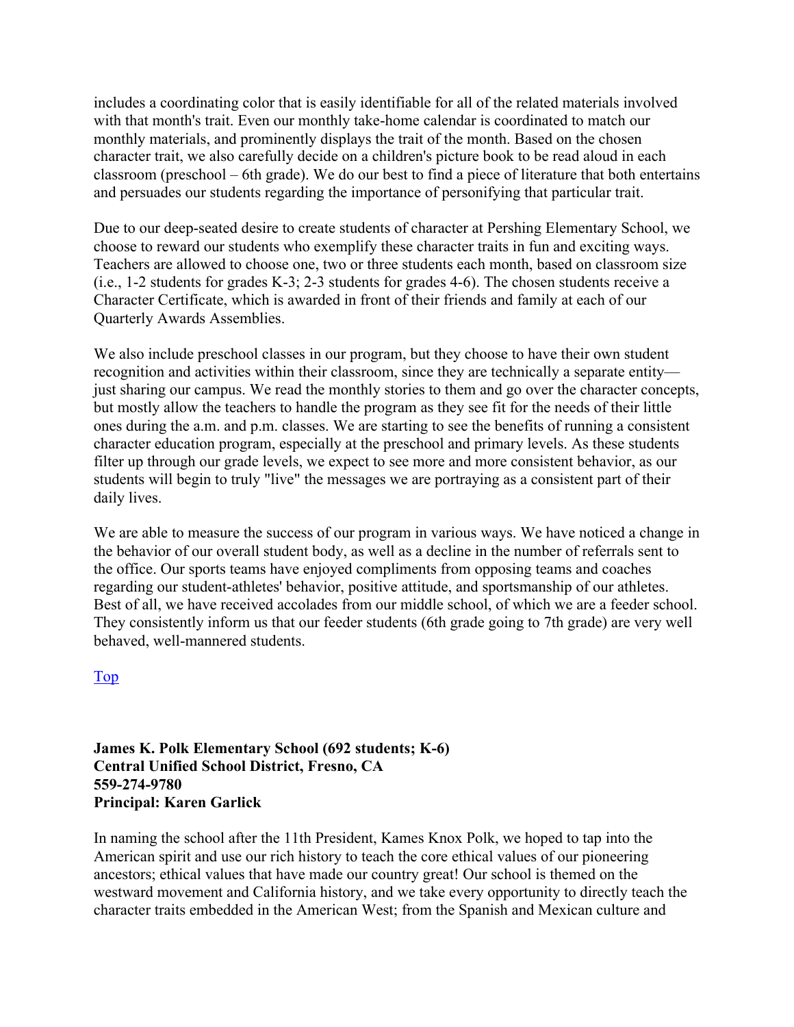includes a coordinating color that is easily identifiable for all of the related materials involved with that month's trait. Even our monthly take-home calendar is coordinated to match our monthly materials, and prominently displays the trait of the month. Based on the chosen character trait, we also carefully decide on a children's picture book to be read aloud in each classroom (preschool – 6th grade). We do our best to find a piece of literature that both entertains and persuades our students regarding the importance of personifying that particular trait.

Due to our deep-seated desire to create students of character at Pershing Elementary School, we choose to reward our students who exemplify these character traits in fun and exciting ways. Teachers are allowed to choose one, two or three students each month, based on classroom size (i.e., 1-2 students for grades K-3; 2-3 students for grades 4-6). The chosen students receive a Character Certificate, which is awarded in front of their friends and family at each of our Quarterly Awards Assemblies.

We also include preschool classes in our program, but they choose to have their own student recognition and activities within their classroom, since they are technically a separate entity—just sharing our campus. We read the monthly stories to them and go over the character concepts, but mostly allow the teachers to handle the program as they see fit for the needs of their little ones during the a.m. and p.m. classes. We are starting to see the benefits of running a consistent character education program, especially at the preschool and primary levels. As these students filter up through our grade levels, we expect to see more and more consistent behavior, as our students will begin to truly "live" the messages we are portraying as a consistent part of their daily lives.

We are able to measure the success of our program in various ways. We have noticed a change in the behavior of our overall student body, as well as a decline in the number of referrals sent to the office. Our sports teams have enjoyed compliments from opposing teams and coaches regarding our student-athletes' behavior, positive attitude, and sportsmanship of our athletes. Best of all, we have received accolades from our middle school, of which we are a feeder school. They consistently inform us that our feeder students (6th grade going to 7th grade) are very well behaved, well-mannered students.

[Top]

**James K. Polk Elementary School (692 students; K-6)**
**Central Unified School District, Fresno, CA**
**559-274-9780**
**Principal: Karen Garlick**

In naming the school after the 11th President, Kames Knox Polk, we hoped to tap into the American spirit and use our rich history to teach the core ethical values of our pioneering ancestors; ethical values that have made our country great! Our school is themed on the westward movement and California history, and we take every opportunity to directly teach the character traits embedded in the American West; from the Spanish and Mexican culture and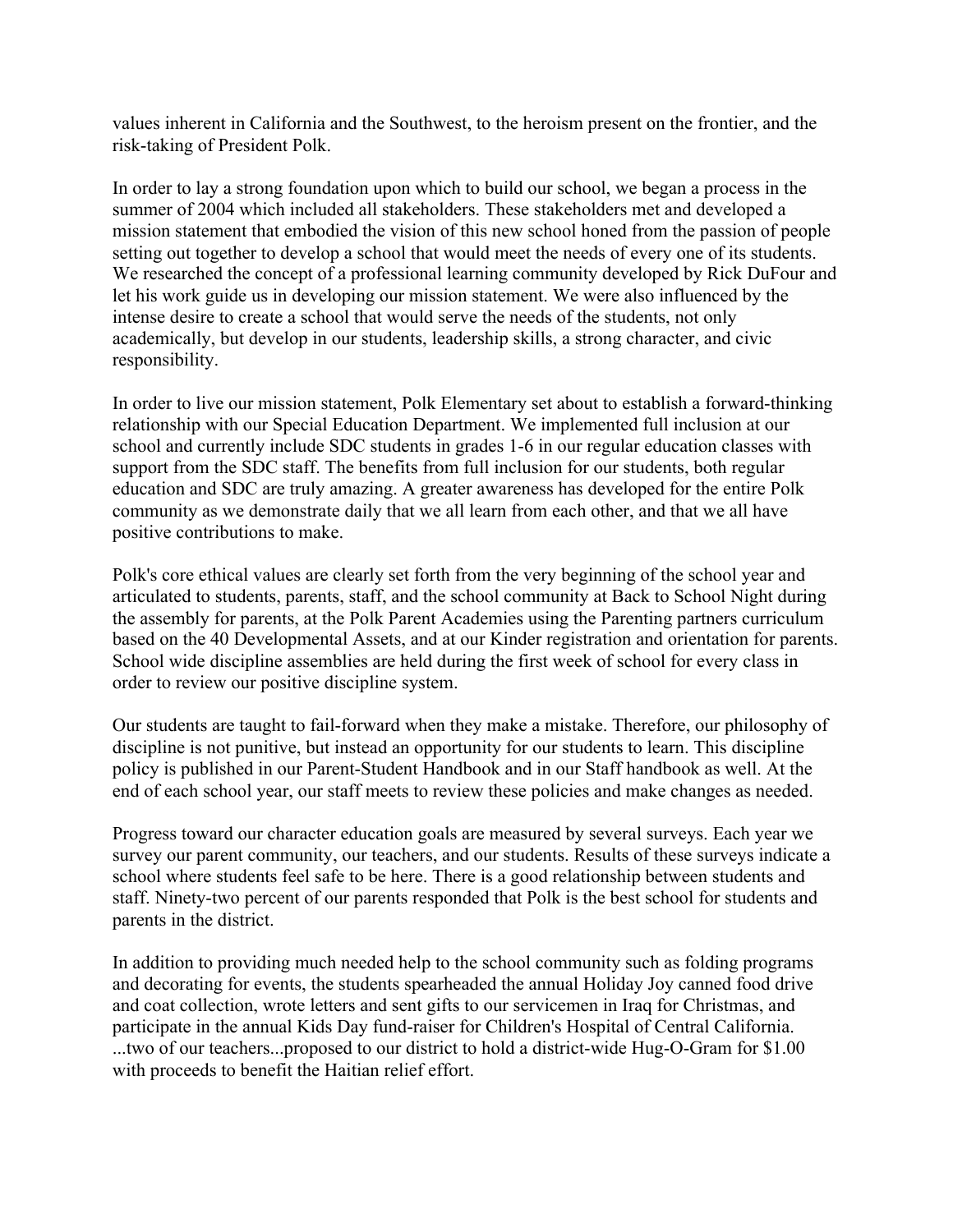values inherent in California and the Southwest, to the heroism present on the frontier, and the risk-taking of President Polk.

In order to lay a strong foundation upon which to build our school, we began a process in the summer of 2004 which included all stakeholders. These stakeholders met and developed a mission statement that embodied the vision of this new school honed from the passion of people setting out together to develop a school that would meet the needs of every one of its students. We researched the concept of a professional learning community developed by Rick DuFour and let his work guide us in developing our mission statement. We were also influenced by the intense desire to create a school that would serve the needs of the students, not only academically, but develop in our students, leadership skills, a strong character, and civic responsibility.

In order to live our mission statement, Polk Elementary set about to establish a forward-thinking relationship with our Special Education Department. We implemented full inclusion at our school and currently include SDC students in grades 1-6 in our regular education classes with support from the SDC staff. The benefits from full inclusion for our students, both regular education and SDC are truly amazing. A greater awareness has developed for the entire Polk community as we demonstrate daily that we all learn from each other, and that we all have positive contributions to make.

Polk's core ethical values are clearly set forth from the very beginning of the school year and articulated to students, parents, staff, and the school community at Back to School Night during the assembly for parents, at the Polk Parent Academies using the Parenting partners curriculum based on the 40 Developmental Assets, and at our Kinder registration and orientation for parents. School wide discipline assemblies are held during the first week of school for every class in order to review our positive discipline system.

Our students are taught to fail-forward when they make a mistake. Therefore, our philosophy of discipline is not punitive, but instead an opportunity for our students to learn. This discipline policy is published in our Parent-Student Handbook and in our Staff handbook as well. At the end of each school year, our staff meets to review these policies and make changes as needed.

Progress toward our character education goals are measured by several surveys. Each year we survey our parent community, our teachers, and our students. Results of these surveys indicate a school where students feel safe to be here. There is a good relationship between students and staff. Ninety-two percent of our parents responded that Polk is the best school for students and parents in the district.

In addition to providing much needed help to the school community such as folding programs and decorating for events, the students spearheaded the annual Holiday Joy canned food drive and coat collection, wrote letters and sent gifts to our servicemen in Iraq for Christmas, and participate in the annual Kids Day fund-raiser for Children's Hospital of Central California. ...two of our teachers...proposed to our district to hold a district-wide Hug-O-Gram for $1.00 with proceeds to benefit the Haitian relief effort.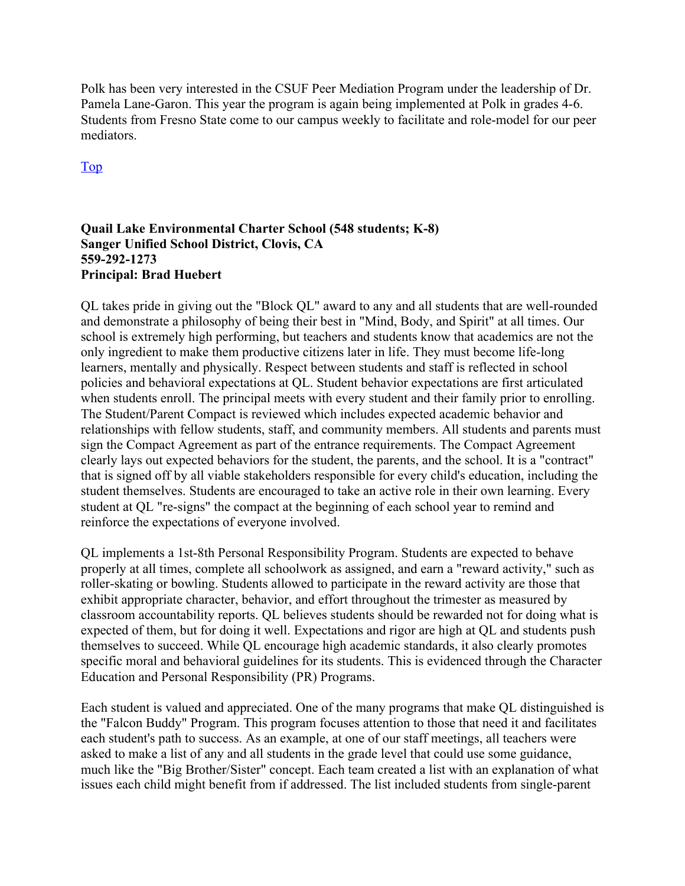Polk has been very interested in the CSUF Peer Mediation Program under the leadership of Dr. Pamela Lane-Garon. This year the program is again being implemented at Polk in grades 4-6. Students from Fresno State come to our campus weekly to facilitate and role-model for our peer mediators.

[Top]

**Quail Lake Environmental Charter School (548 students; K-8)**
**Sanger Unified School District, Clovis, CA**
**559-292-1273**
**Principal: Brad Huebert**

QL takes pride in giving out the "Block QL" award to any and all students that are well-rounded and demonstrate a philosophy of being their best in "Mind, Body, and Spirit" at all times. Our school is extremely high performing, but teachers and students know that academics are not the only ingredient to make them productive citizens later in life. They must become life-long learners, mentally and physically. Respect between students and staff is reflected in school policies and behavioral expectations at QL. Student behavior expectations are first articulated when students enroll. The principal meets with every student and their family prior to enrolling. The Student/Parent Compact is reviewed which includes expected academic behavior and relationships with fellow students, staff, and community members. All students and parents must sign the Compact Agreement as part of the entrance requirements. The Compact Agreement clearly lays out expected behaviors for the student, the parents, and the school. It is a "contract" that is signed off by all viable stakeholders responsible for every child's education, including the student themselves. Students are encouraged to take an active role in their own learning. Every student at QL "re-signs" the compact at the beginning of each school year to remind and reinforce the expectations of everyone involved.

QL implements a 1st-8th Personal Responsibility Program. Students are expected to behave properly at all times, complete all schoolwork as assigned, and earn a "reward activity," such as roller-skating or bowling. Students allowed to participate in the reward activity are those that exhibit appropriate character, behavior, and effort throughout the trimester as measured by classroom accountability reports. QL believes students should be rewarded not for doing what is expected of them, but for doing it well. Expectations and rigor are high at QL and students push themselves to succeed. While QL encourage high academic standards, it also clearly promotes specific moral and behavioral guidelines for its students. This is evidenced through the Character Education and Personal Responsibility (PR) Programs.

Each student is valued and appreciated. One of the many programs that make QL distinguished is the "Falcon Buddy" Program. This program focuses attention to those that need it and facilitates each student's path to success. As an example, at one of our staff meetings, all teachers were asked to make a list of any and all students in the grade level that could use some guidance, much like the "Big Brother/Sister" concept. Each team created a list with an explanation of what issues each child might benefit from if addressed. The list included students from single-parent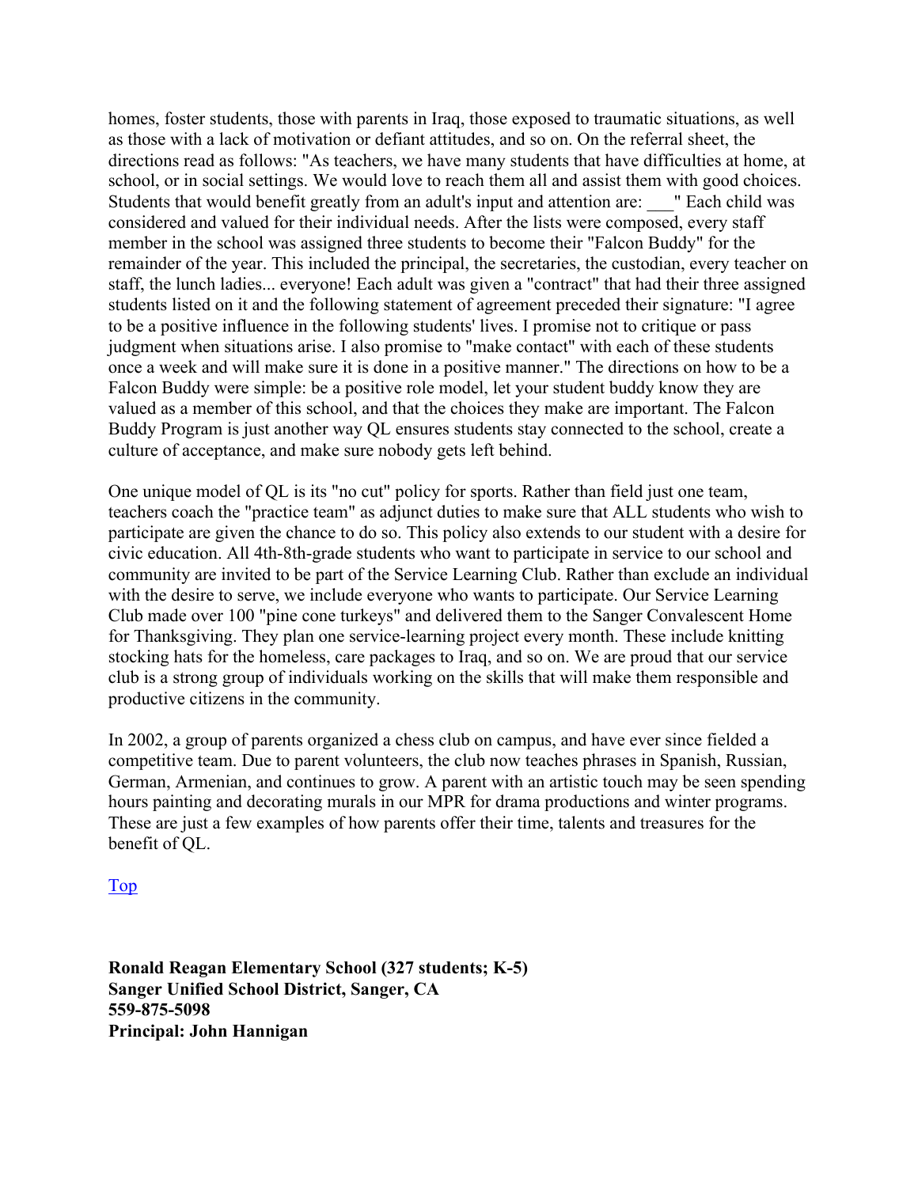homes, foster students, those with parents in Iraq, those exposed to traumatic situations, as well as those with a lack of motivation or defiant attitudes, and so on. On the referral sheet, the directions read as follows: "As teachers, we have many students that have difficulties at home, at school, or in social settings. We would love to reach them all and assist them with good choices. Students that would benefit greatly from an adult's input and attention are: ___" Each child was considered and valued for their individual needs. After the lists were composed, every staff member in the school was assigned three students to become their "Falcon Buddy" for the remainder of the year. This included the principal, the secretaries, the custodian, every teacher on staff, the lunch ladies... everyone! Each adult was given a "contract" that had their three assigned students listed on it and the following statement of agreement preceded their signature: "I agree to be a positive influence in the following students' lives. I promise not to critique or pass judgment when situations arise. I also promise to "make contact" with each of these students once a week and will make sure it is done in a positive manner." The directions on how to be a Falcon Buddy were simple: be a positive role model, let your student buddy know they are valued as a member of this school, and that the choices they make are important. The Falcon Buddy Program is just another way QL ensures students stay connected to the school, create a culture of acceptance, and make sure nobody gets left behind.

One unique model of QL is its "no cut" policy for sports. Rather than field just one team, teachers coach the "practice team" as adjunct duties to make sure that ALL students who wish to participate are given the chance to do so. This policy also extends to our student with a desire for civic education. All 4th-8th-grade students who want to participate in service to our school and community are invited to be part of the Service Learning Club. Rather than exclude an individual with the desire to serve, we include everyone who wants to participate. Our Service Learning Club made over 100 "pine cone turkeys" and delivered them to the Sanger Convalescent Home for Thanksgiving. They plan one service-learning project every month. These include knitting stocking hats for the homeless, care packages to Iraq, and so on. We are proud that our service club is a strong group of individuals working on the skills that will make them responsible and productive citizens in the community.

In 2002, a group of parents organized a chess club on campus, and have ever since fielded a competitive team. Due to parent volunteers, the club now teaches phrases in Spanish, Russian, German, Armenian, and continues to grow. A parent with an artistic touch may be seen spending hours painting and decorating murals in our MPR for drama productions and winter programs. These are just a few examples of how parents offer their time, talents and treasures for the benefit of QL.

Top

**Ronald Reagan Elementary School (327 students; K-5)**
**Sanger Unified School District, Sanger, CA**
**559-875-5098**
**Principal: John Hannigan**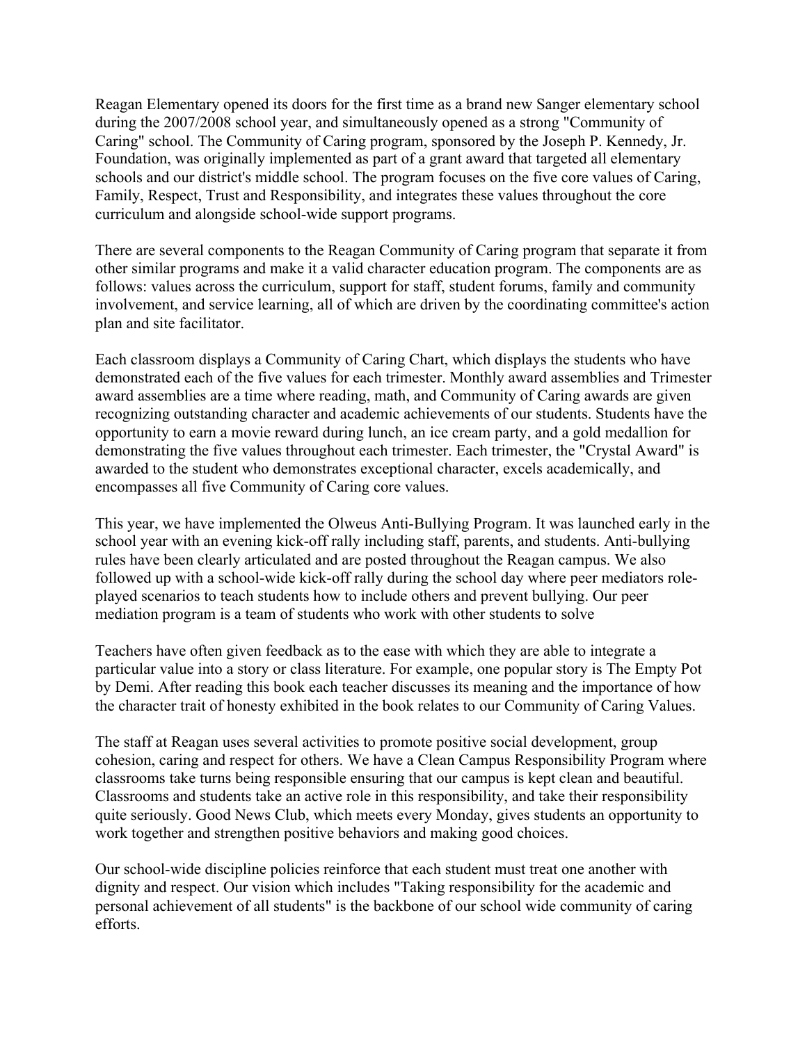Reagan Elementary opened its doors for the first time as a brand new Sanger elementary school during the 2007/2008 school year, and simultaneously opened as a strong "Community of Caring" school. The Community of Caring program, sponsored by the Joseph P. Kennedy, Jr. Foundation, was originally implemented as part of a grant award that targeted all elementary schools and our district's middle school. The program focuses on the five core values of Caring, Family, Respect, Trust and Responsibility, and integrates these values throughout the core curriculum and alongside school-wide support programs.

There are several components to the Reagan Community of Caring program that separate it from other similar programs and make it a valid character education program. The components are as follows: values across the curriculum, support for staff, student forums, family and community involvement, and service learning, all of which are driven by the coordinating committee's action plan and site facilitator.

Each classroom displays a Community of Caring Chart, which displays the students who have demonstrated each of the five values for each trimester. Monthly award assemblies and Trimester award assemblies are a time where reading, math, and Community of Caring awards are given recognizing outstanding character and academic achievements of our students. Students have the opportunity to earn a movie reward during lunch, an ice cream party, and a gold medallion for demonstrating the five values throughout each trimester. Each trimester, the "Crystal Award" is awarded to the student who demonstrates exceptional character, excels academically, and encompasses all five Community of Caring core values.

This year, we have implemented the Olweus Anti-Bullying Program. It was launched early in the school year with an evening kick-off rally including staff, parents, and students. Anti-bullying rules have been clearly articulated and are posted throughout the Reagan campus. We also followed up with a school-wide kick-off rally during the school day where peer mediators role-played scenarios to teach students how to include others and prevent bullying. Our peer mediation program is a team of students who work with other students to solve

Teachers have often given feedback as to the ease with which they are able to integrate a particular value into a story or class literature. For example, one popular story is The Empty Pot by Demi. After reading this book each teacher discusses its meaning and the importance of how the character trait of honesty exhibited in the book relates to our Community of Caring Values.

The staff at Reagan uses several activities to promote positive social development, group cohesion, caring and respect for others. We have a Clean Campus Responsibility Program where classrooms take turns being responsible ensuring that our campus is kept clean and beautiful. Classrooms and students take an active role in this responsibility, and take their responsibility quite seriously. Good News Club, which meets every Monday, gives students an opportunity to work together and strengthen positive behaviors and making good choices.

Our school-wide discipline policies reinforce that each student must treat one another with dignity and respect. Our vision which includes "Taking responsibility for the academic and personal achievement of all students" is the backbone of our school wide community of caring efforts.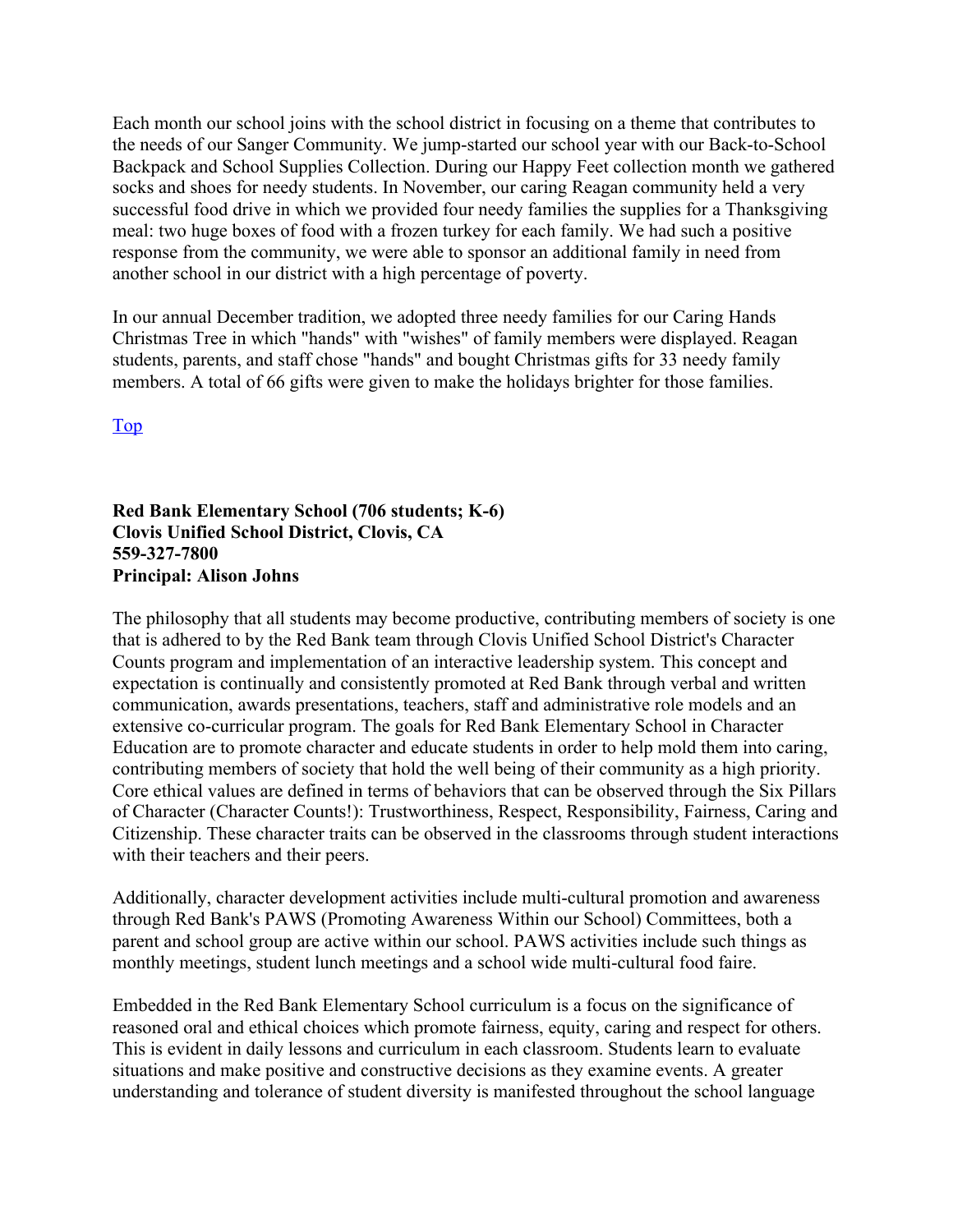Each month our school joins with the school district in focusing on a theme that contributes to the needs of our Sanger Community. We jump-started our school year with our Back-to-School Backpack and School Supplies Collection. During our Happy Feet collection month we gathered socks and shoes for needy students. In November, our caring Reagan community held a very successful food drive in which we provided four needy families the supplies for a Thanksgiving meal: two huge boxes of food with a frozen turkey for each family. We had such a positive response from the community, we were able to sponsor an additional family in need from another school in our district with a high percentage of poverty.

In our annual December tradition, we adopted three needy families for our Caring Hands Christmas Tree in which "hands" with "wishes" of family members were displayed. Reagan students, parents, and staff chose "hands" and bought Christmas gifts for 33 needy family members. A total of 66 gifts were given to make the holidays brighter for those families.

Top

**Red Bank Elementary School (706 students; K-6)**
**Clovis Unified School District, Clovis, CA**
**559-327-7800**
**Principal: Alison Johns**

The philosophy that all students may become productive, contributing members of society is one that is adhered to by the Red Bank team through Clovis Unified School District's Character Counts program and implementation of an interactive leadership system. This concept and expectation is continually and consistently promoted at Red Bank through verbal and written communication, awards presentations, teachers, staff and administrative role models and an extensive co-curricular program. The goals for Red Bank Elementary School in Character Education are to promote character and educate students in order to help mold them into caring, contributing members of society that hold the well being of their community as a high priority. Core ethical values are defined in terms of behaviors that can be observed through the Six Pillars of Character (Character Counts!): Trustworthiness, Respect, Responsibility, Fairness, Caring and Citizenship. These character traits can be observed in the classrooms through student interactions with their teachers and their peers.

Additionally, character development activities include multi-cultural promotion and awareness through Red Bank's PAWS (Promoting Awareness Within our School) Committees, both a parent and school group are active within our school. PAWS activities include such things as monthly meetings, student lunch meetings and a school wide multi-cultural food faire.

Embedded in the Red Bank Elementary School curriculum is a focus on the significance of reasoned oral and ethical choices which promote fairness, equity, caring and respect for others. This is evident in daily lessons and curriculum in each classroom. Students learn to evaluate situations and make positive and constructive decisions as they examine events. A greater understanding and tolerance of student diversity is manifested throughout the school language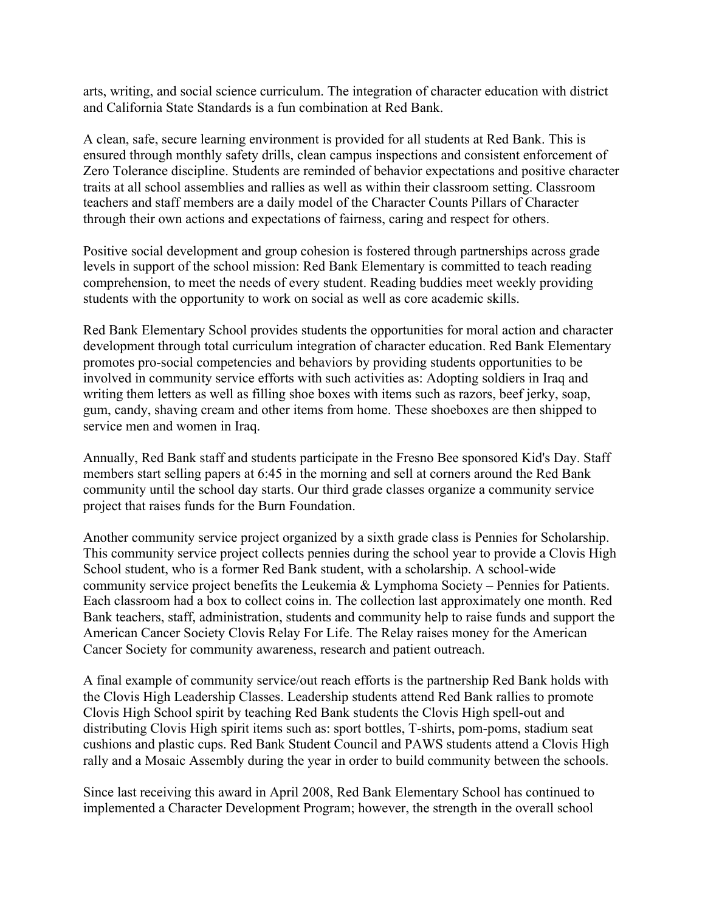arts, writing, and social science curriculum. The integration of character education with district and California State Standards is a fun combination at Red Bank.

A clean, safe, secure learning environment is provided for all students at Red Bank. This is ensured through monthly safety drills, clean campus inspections and consistent enforcement of Zero Tolerance discipline. Students are reminded of behavior expectations and positive character traits at all school assemblies and rallies as well as within their classroom setting. Classroom teachers and staff members are a daily model of the Character Counts Pillars of Character through their own actions and expectations of fairness, caring and respect for others.

Positive social development and group cohesion is fostered through partnerships across grade levels in support of the school mission: Red Bank Elementary is committed to teach reading comprehension, to meet the needs of every student. Reading buddies meet weekly providing students with the opportunity to work on social as well as core academic skills.

Red Bank Elementary School provides students the opportunities for moral action and character development through total curriculum integration of character education. Red Bank Elementary promotes pro-social competencies and behaviors by providing students opportunities to be involved in community service efforts with such activities as: Adopting soldiers in Iraq and writing them letters as well as filling shoe boxes with items such as razors, beef jerky, soap, gum, candy, shaving cream and other items from home. These shoeboxes are then shipped to service men and women in Iraq.

Annually, Red Bank staff and students participate in the Fresno Bee sponsored Kid's Day. Staff members start selling papers at 6:45 in the morning and sell at corners around the Red Bank community until the school day starts. Our third grade classes organize a community service project that raises funds for the Burn Foundation.

Another community service project organized by a sixth grade class is Pennies for Scholarship. This community service project collects pennies during the school year to provide a Clovis High School student, who is a former Red Bank student, with a scholarship. A school-wide community service project benefits the Leukemia & Lymphoma Society – Pennies for Patients. Each classroom had a box to collect coins in. The collection last approximately one month. Red Bank teachers, staff, administration, students and community help to raise funds and support the American Cancer Society Clovis Relay For Life. The Relay raises money for the American Cancer Society for community awareness, research and patient outreach.

A final example of community service/out reach efforts is the partnership Red Bank holds with the Clovis High Leadership Classes. Leadership students attend Red Bank rallies to promote Clovis High School spirit by teaching Red Bank students the Clovis High spell-out and distributing Clovis High spirit items such as: sport bottles, T-shirts, pom-poms, stadium seat cushions and plastic cups. Red Bank Student Council and PAWS students attend a Clovis High rally and a Mosaic Assembly during the year in order to build community between the schools.

Since last receiving this award in April 2008, Red Bank Elementary School has continued to implemented a Character Development Program; however, the strength in the overall school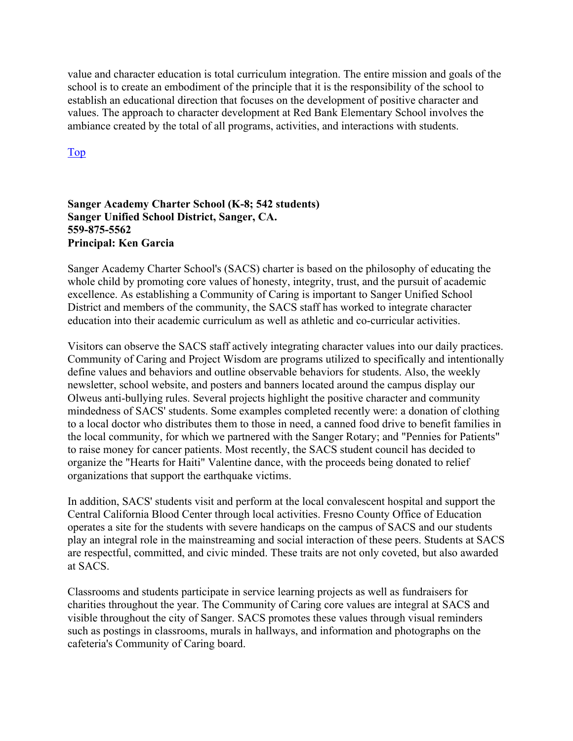value and character education is total curriculum integration. The entire mission and goals of the school is to create an embodiment of the principle that it is the responsibility of the school to establish an educational direction that focuses on the development of positive character and values. The approach to character development at Red Bank Elementary School involves the ambiance created by the total of all programs, activities, and interactions with students.

Top

**Sanger Academy Charter School (K-8; 542 students)**
**Sanger Unified School District, Sanger, CA.**
**559-875-5562**
**Principal: Ken Garcia**

Sanger Academy Charter School's (SACS) charter is based on the philosophy of educating the whole child by promoting core values of honesty, integrity, trust, and the pursuit of academic excellence. As establishing a Community of Caring is important to Sanger Unified School District and members of the community, the SACS staff has worked to integrate character education into their academic curriculum as well as athletic and co-curricular activities.

Visitors can observe the SACS staff actively integrating character values into our daily practices. Community of Caring and Project Wisdom are programs utilized to specifically and intentionally define values and behaviors and outline observable behaviors for students. Also, the weekly newsletter, school website, and posters and banners located around the campus display our Olweus anti-bullying rules. Several projects highlight the positive character and community mindedness of SACS' students. Some examples completed recently were: a donation of clothing to a local doctor who distributes them to those in need, a canned food drive to benefit families in the local community, for which we partnered with the Sanger Rotary; and "Pennies for Patients" to raise money for cancer patients. Most recently, the SACS student council has decided to organize the "Hearts for Haiti" Valentine dance, with the proceeds being donated to relief organizations that support the earthquake victims.

In addition, SACS' students visit and perform at the local convalescent hospital and support the Central California Blood Center through local activities. Fresno County Office of Education operates a site for the students with severe handicaps on the campus of SACS and our students play an integral role in the mainstreaming and social interaction of these peers. Students at SACS are respectful, committed, and civic minded. These traits are not only coveted, but also awarded at SACS.

Classrooms and students participate in service learning projects as well as fundraisers for charities throughout the year. The Community of Caring core values are integral at SACS and visible throughout the city of Sanger. SACS promotes these values through visual reminders such as postings in classrooms, murals in hallways, and information and photographs on the cafeteria's Community of Caring board.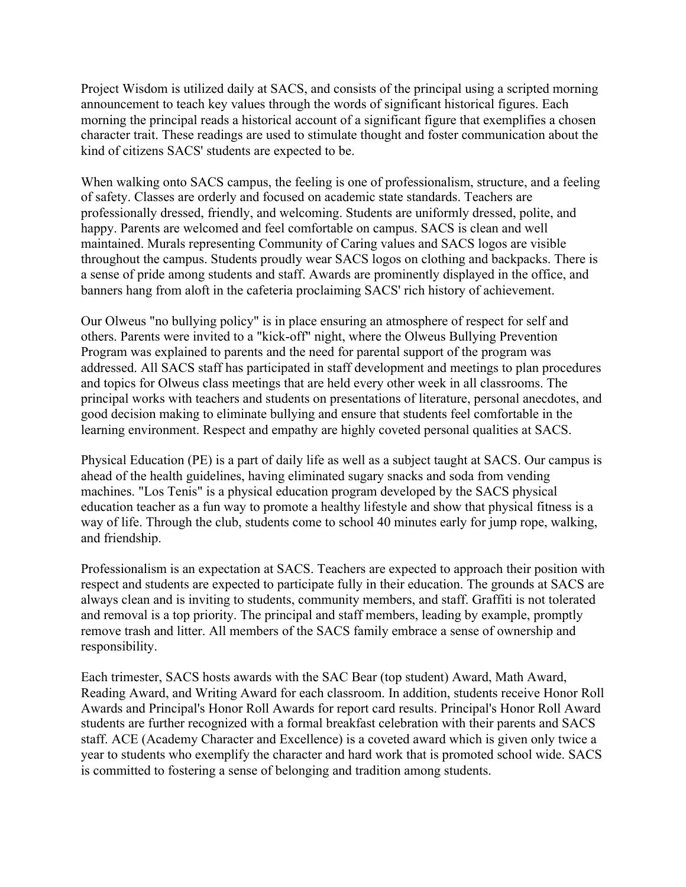Project Wisdom is utilized daily at SACS, and consists of the principal using a scripted morning announcement to teach key values through the words of significant historical figures. Each morning the principal reads a historical account of a significant figure that exemplifies a chosen character trait. These readings are used to stimulate thought and foster communication about the kind of citizens SACS' students are expected to be.

When walking onto SACS campus, the feeling is one of professionalism, structure, and a feeling of safety. Classes are orderly and focused on academic state standards. Teachers are professionally dressed, friendly, and welcoming. Students are uniformly dressed, polite, and happy. Parents are welcomed and feel comfortable on campus. SACS is clean and well maintained. Murals representing Community of Caring values and SACS logos are visible throughout the campus. Students proudly wear SACS logos on clothing and backpacks. There is a sense of pride among students and staff. Awards are prominently displayed in the office, and banners hang from aloft in the cafeteria proclaiming SACS' rich history of achievement.

Our Olweus "no bullying policy" is in place ensuring an atmosphere of respect for self and others. Parents were invited to a "kick-off" night, where the Olweus Bullying Prevention Program was explained to parents and the need for parental support of the program was addressed. All SACS staff has participated in staff development and meetings to plan procedures and topics for Olweus class meetings that are held every other week in all classrooms. The principal works with teachers and students on presentations of literature, personal anecdotes, and good decision making to eliminate bullying and ensure that students feel comfortable in the learning environment. Respect and empathy are highly coveted personal qualities at SACS.

Physical Education (PE) is a part of daily life as well as a subject taught at SACS. Our campus is ahead of the health guidelines, having eliminated sugary snacks and soda from vending machines. "Los Tenis" is a physical education program developed by the SACS physical education teacher as a fun way to promote a healthy lifestyle and show that physical fitness is a way of life. Through the club, students come to school 40 minutes early for jump rope, walking, and friendship.

Professionalism is an expectation at SACS. Teachers are expected to approach their position with respect and students are expected to participate fully in their education. The grounds at SACS are always clean and is inviting to students, community members, and staff. Graffiti is not tolerated and removal is a top priority. The principal and staff members, leading by example, promptly remove trash and litter. All members of the SACS family embrace a sense of ownership and responsibility.

Each trimester, SACS hosts awards with the SAC Bear (top student) Award, Math Award, Reading Award, and Writing Award for each classroom. In addition, students receive Honor Roll Awards and Principal's Honor Roll Awards for report card results. Principal's Honor Roll Award students are further recognized with a formal breakfast celebration with their parents and SACS staff. ACE (Academy Character and Excellence) is a coveted award which is given only twice a year to students who exemplify the character and hard work that is promoted school wide. SACS is committed to fostering a sense of belonging and tradition among students.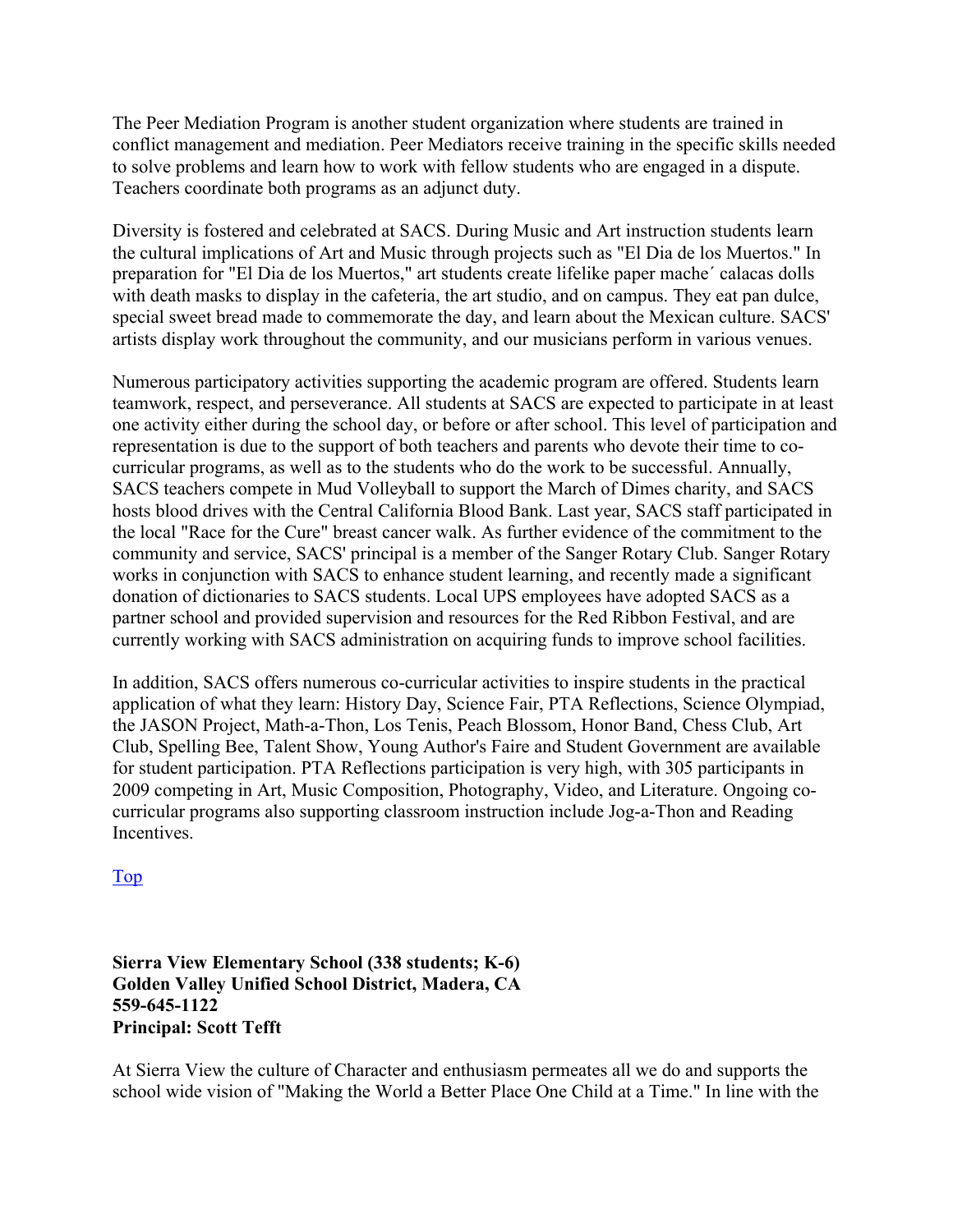The Peer Mediation Program is another student organization where students are trained in conflict management and mediation. Peer Mediators receive training in the specific skills needed to solve problems and learn how to work with fellow students who are engaged in a dispute. Teachers coordinate both programs as an adjunct duty.

Diversity is fostered and celebrated at SACS. During Music and Art instruction students learn the cultural implications of Art and Music through projects such as "El Dia de los Muertos." In preparation for "El Dia de los Muertos," art students create lifelike paper mache´ calacas dolls with death masks to display in the cafeteria, the art studio, and on campus. They eat pan dulce, special sweet bread made to commemorate the day, and learn about the Mexican culture. SACS' artists display work throughout the community, and our musicians perform in various venues.

Numerous participatory activities supporting the academic program are offered. Students learn teamwork, respect, and perseverance. All students at SACS are expected to participate in at least one activity either during the school day, or before or after school. This level of participation and representation is due to the support of both teachers and parents who devote their time to co-curricular programs, as well as to the students who do the work to be successful. Annually, SACS teachers compete in Mud Volleyball to support the March of Dimes charity, and SACS hosts blood drives with the Central California Blood Bank. Last year, SACS staff participated in the local "Race for the Cure" breast cancer walk. As further evidence of the commitment to the community and service, SACS' principal is a member of the Sanger Rotary Club. Sanger Rotary works in conjunction with SACS to enhance student learning, and recently made a significant donation of dictionaries to SACS students. Local UPS employees have adopted SACS as a partner school and provided supervision and resources for the Red Ribbon Festival, and are currently working with SACS administration on acquiring funds to improve school facilities.

In addition, SACS offers numerous co-curricular activities to inspire students in the practical application of what they learn: History Day, Science Fair, PTA Reflections, Science Olympiad, the JASON Project, Math-a-Thon, Los Tenis, Peach Blossom, Honor Band, Chess Club, Art Club, Spelling Bee, Talent Show, Young Author's Faire and Student Government are available for student participation. PTA Reflections participation is very high, with 305 participants in 2009 competing in Art, Music Composition, Photography, Video, and Literature. Ongoing co-curricular programs also supporting classroom instruction include Jog-a-Thon and Reading Incentives.

Top

**Sierra View Elementary School (338 students; K-6)**
**Golden Valley Unified School District, Madera, CA**
**559-645-1122**
**Principal: Scott Tefft**

At Sierra View the culture of Character and enthusiasm permeates all we do and supports the school wide vision of "Making the World a Better Place One Child at a Time." In line with the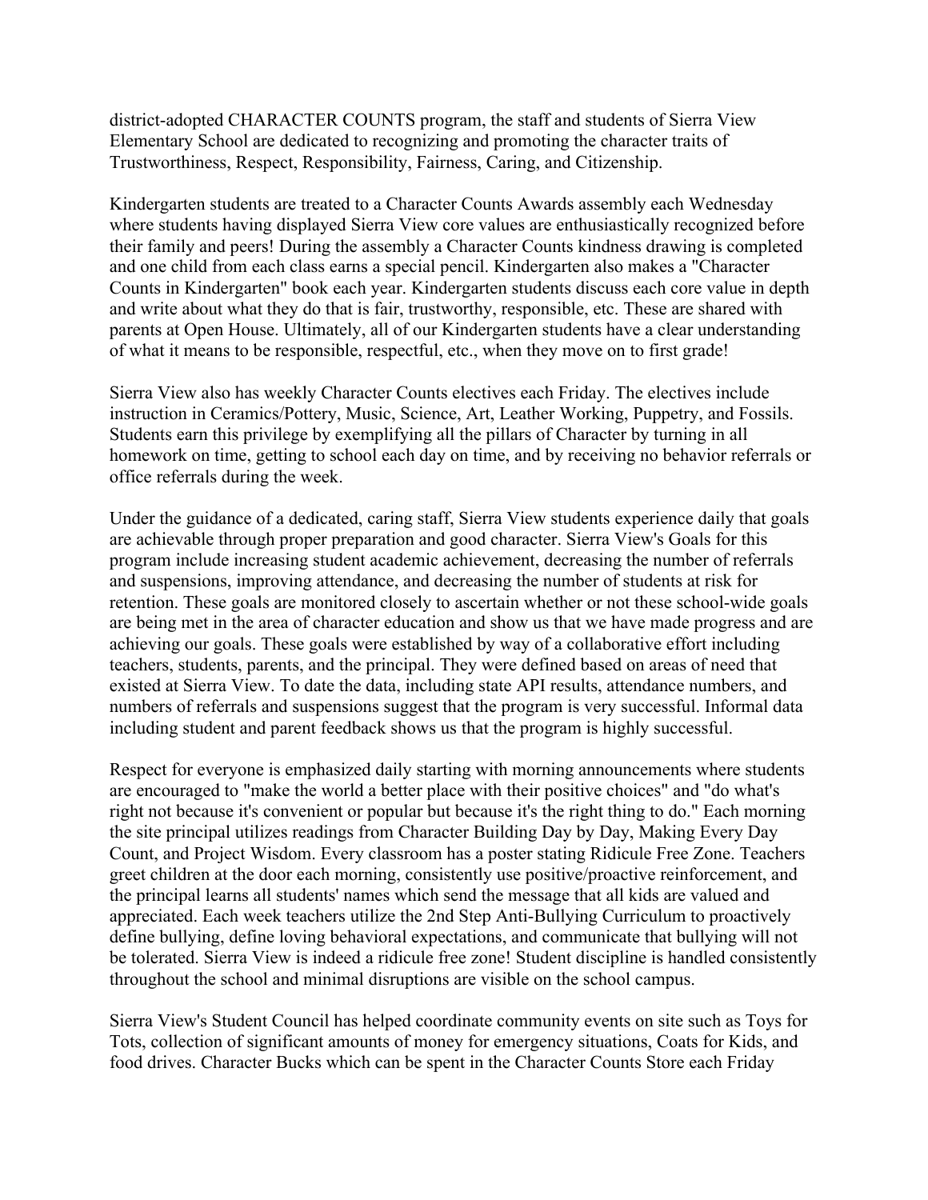district-adopted CHARACTER COUNTS program, the staff and students of Sierra View Elementary School are dedicated to recognizing and promoting the character traits of Trustworthiness, Respect, Responsibility, Fairness, Caring, and Citizenship.

Kindergarten students are treated to a Character Counts Awards assembly each Wednesday where students having displayed Sierra View core values are enthusiastically recognized before their family and peers! During the assembly a Character Counts kindness drawing is completed and one child from each class earns a special pencil. Kindergarten also makes a "Character Counts in Kindergarten" book each year. Kindergarten students discuss each core value in depth and write about what they do that is fair, trustworthy, responsible, etc. These are shared with parents at Open House. Ultimately, all of our Kindergarten students have a clear understanding of what it means to be responsible, respectful, etc., when they move on to first grade!

Sierra View also has weekly Character Counts electives each Friday. The electives include instruction in Ceramics/Pottery, Music, Science, Art, Leather Working, Puppetry, and Fossils. Students earn this privilege by exemplifying all the pillars of Character by turning in all homework on time, getting to school each day on time, and by receiving no behavior referrals or office referrals during the week.

Under the guidance of a dedicated, caring staff, Sierra View students experience daily that goals are achievable through proper preparation and good character. Sierra View's Goals for this program include increasing student academic achievement, decreasing the number of referrals and suspensions, improving attendance, and decreasing the number of students at risk for retention. These goals are monitored closely to ascertain whether or not these school-wide goals are being met in the area of character education and show us that we have made progress and are achieving our goals. These goals were established by way of a collaborative effort including teachers, students, parents, and the principal. They were defined based on areas of need that existed at Sierra View. To date the data, including state API results, attendance numbers, and numbers of referrals and suspensions suggest that the program is very successful. Informal data including student and parent feedback shows us that the program is highly successful.

Respect for everyone is emphasized daily starting with morning announcements where students are encouraged to "make the world a better place with their positive choices" and "do what's right not because it's convenient or popular but because it's the right thing to do." Each morning the site principal utilizes readings from Character Building Day by Day, Making Every Day Count, and Project Wisdom. Every classroom has a poster stating Ridicule Free Zone. Teachers greet children at the door each morning, consistently use positive/proactive reinforcement, and the principal learns all students' names which send the message that all kids are valued and appreciated. Each week teachers utilize the 2nd Step Anti-Bullying Curriculum to proactively define bullying, define loving behavioral expectations, and communicate that bullying will not be tolerated. Sierra View is indeed a ridicule free zone! Student discipline is handled consistently throughout the school and minimal disruptions are visible on the school campus.

Sierra View's Student Council has helped coordinate community events on site such as Toys for Tots, collection of significant amounts of money for emergency situations, Coats for Kids, and food drives. Character Bucks which can be spent in the Character Counts Store each Friday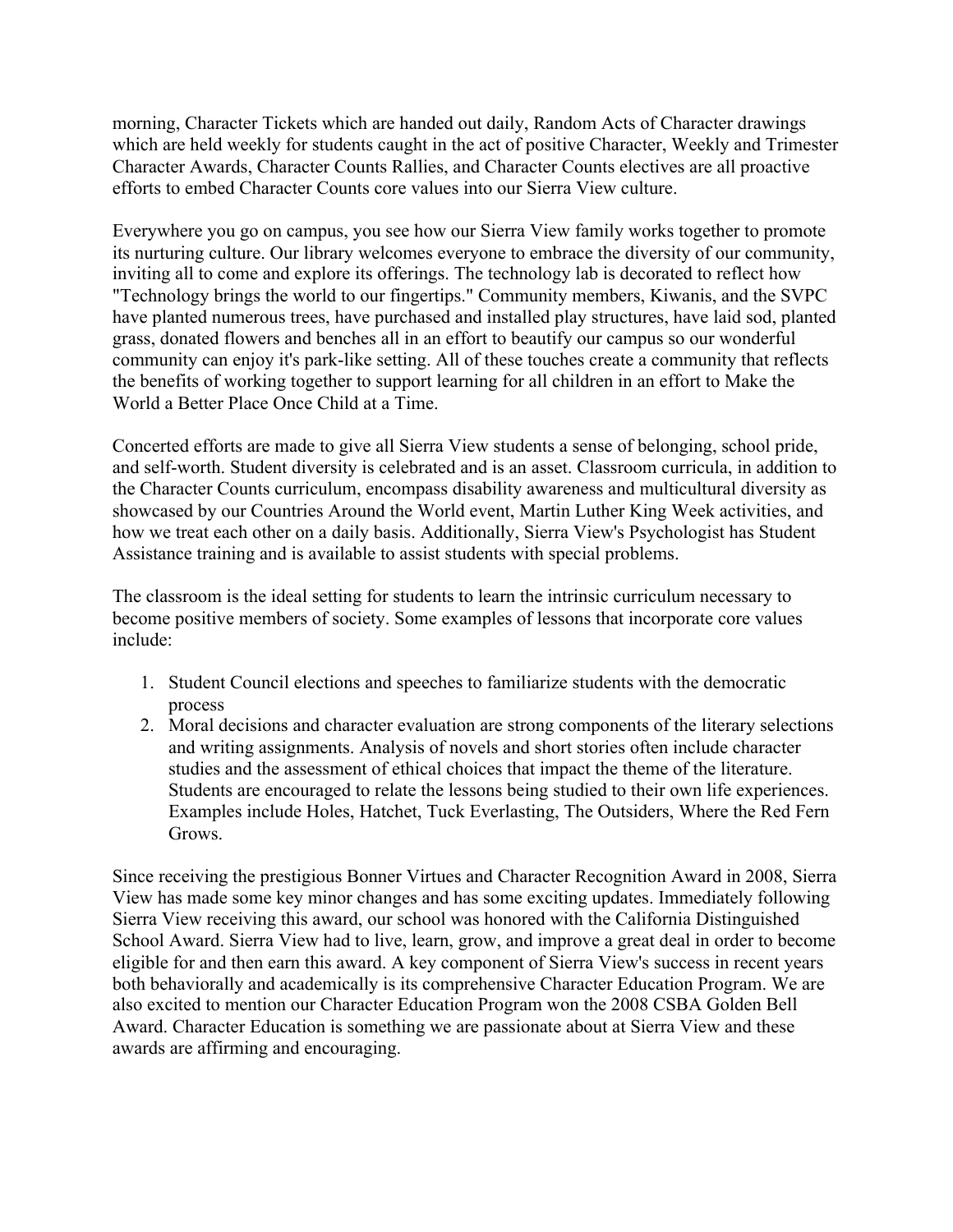morning, Character Tickets which are handed out daily, Random Acts of Character drawings which are held weekly for students caught in the act of positive Character, Weekly and Trimester Character Awards, Character Counts Rallies, and Character Counts electives are all proactive efforts to embed Character Counts core values into our Sierra View culture.

Everywhere you go on campus, you see how our Sierra View family works together to promote its nurturing culture. Our library welcomes everyone to embrace the diversity of our community, inviting all to come and explore its offerings. The technology lab is decorated to reflect how "Technology brings the world to our fingertips." Community members, Kiwanis, and the SVPC have planted numerous trees, have purchased and installed play structures, have laid sod, planted grass, donated flowers and benches all in an effort to beautify our campus so our wonderful community can enjoy it's park-like setting. All of these touches create a community that reflects the benefits of working together to support learning for all children in an effort to Make the World a Better Place Once Child at a Time.

Concerted efforts are made to give all Sierra View students a sense of belonging, school pride, and self-worth. Student diversity is celebrated and is an asset. Classroom curricula, in addition to the Character Counts curriculum, encompass disability awareness and multicultural diversity as showcased by our Countries Around the World event, Martin Luther King Week activities, and how we treat each other on a daily basis. Additionally, Sierra View's Psychologist has Student Assistance training and is available to assist students with special problems.

The classroom is the ideal setting for students to learn the intrinsic curriculum necessary to become positive members of society. Some examples of lessons that incorporate core values include:

1. Student Council elections and speeches to familiarize students with the democratic process
2. Moral decisions and character evaluation are strong components of the literary selections and writing assignments. Analysis of novels and short stories often include character studies and the assessment of ethical choices that impact the theme of the literature. Students are encouraged to relate the lessons being studied to their own life experiences. Examples include Holes, Hatchet, Tuck Everlasting, The Outsiders, Where the Red Fern Grows.

Since receiving the prestigious Bonner Virtues and Character Recognition Award in 2008, Sierra View has made some key minor changes and has some exciting updates. Immediately following Sierra View receiving this award, our school was honored with the California Distinguished School Award. Sierra View had to live, learn, grow, and improve a great deal in order to become eligible for and then earn this award. A key component of Sierra View's success in recent years both behaviorally and academically is its comprehensive Character Education Program. We are also excited to mention our Character Education Program won the 2008 CSBA Golden Bell Award. Character Education is something we are passionate about at Sierra View and these awards are affirming and encouraging.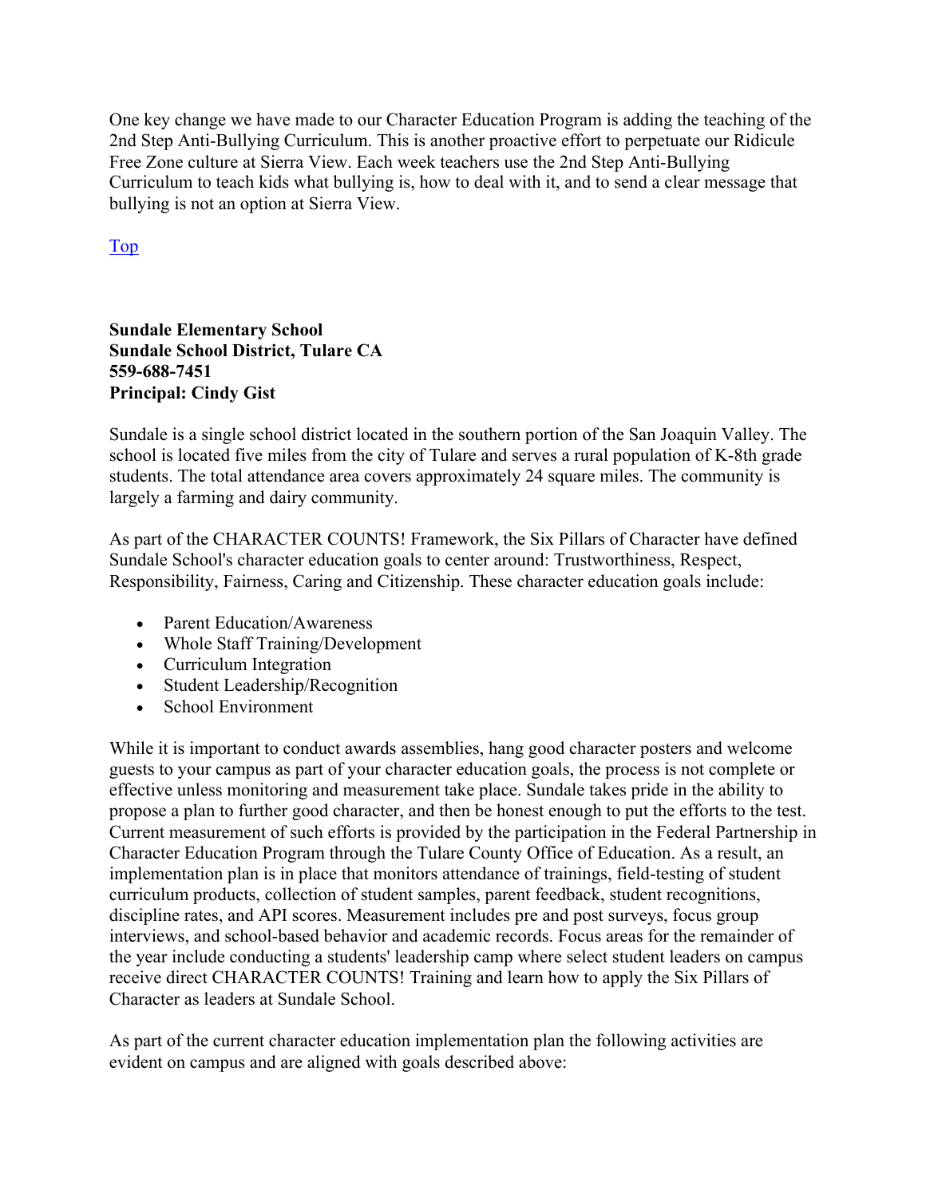One key change we have made to our Character Education Program is adding the teaching of the 2nd Step Anti-Bullying Curriculum. This is another proactive effort to perpetuate our Ridicule Free Zone culture at Sierra View. Each week teachers use the 2nd Step Anti-Bullying Curriculum to teach kids what bullying is, how to deal with it, and to send a clear message that bullying is not an option at Sierra View.

[Top]

**Sundale Elementary School**
**Sundale School District, Tulare CA**
**559-688-7451**
**Principal: Cindy Gist**

Sundale is a single school district located in the southern portion of the San Joaquin Valley. The school is located five miles from the city of Tulare and serves a rural population of K-8th grade students. The total attendance area covers approximately 24 square miles. The community is largely a farming and dairy community.

As part of the CHARACTER COUNTS! Framework, the Six Pillars of Character have defined Sundale School's character education goals to center around: Trustworthiness, Respect, Responsibility, Fairness, Caring and Citizenship. These character education goals include:

- Parent Education/Awareness
- Whole Staff Training/Development
- Curriculum Integration
- Student Leadership/Recognition
- School Environment

While it is important to conduct awards assemblies, hang good character posters and welcome guests to your campus as part of your character education goals, the process is not complete or effective unless monitoring and measurement take place. Sundale takes pride in the ability to propose a plan to further good character, and then be honest enough to put the efforts to the test. Current measurement of such efforts is provided by the participation in the Federal Partnership in Character Education Program through the Tulare County Office of Education. As a result, an implementation plan is in place that monitors attendance of trainings, field-testing of student curriculum products, collection of student samples, parent feedback, student recognitions, discipline rates, and API scores. Measurement includes pre and post surveys, focus group interviews, and school-based behavior and academic records. Focus areas for the remainder of the year include conducting a students' leadership camp where select student leaders on campus receive direct CHARACTER COUNTS! Training and learn how to apply the Six Pillars of Character as leaders at Sundale School.

As part of the current character education implementation plan the following activities are evident on campus and are aligned with goals described above: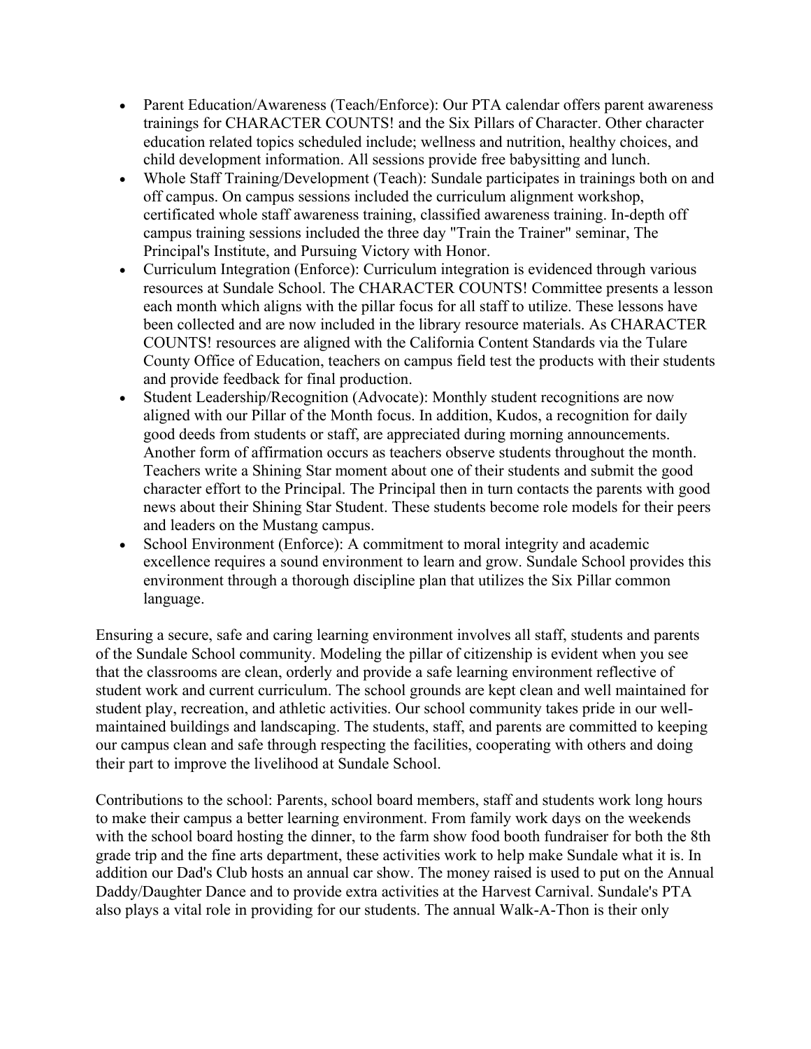- Parent Education/Awareness (Teach/Enforce): Our PTA calendar offers parent awareness trainings for CHARACTER COUNTS! and the Six Pillars of Character. Other character education related topics scheduled include; wellness and nutrition, healthy choices, and child development information. All sessions provide free babysitting and lunch.
- Whole Staff Training/Development (Teach): Sundale participates in trainings both on and off campus. On campus sessions included the curriculum alignment workshop, certificated whole staff awareness training, classified awareness training. In-depth off campus training sessions included the three day "Train the Trainer" seminar, The Principal's Institute, and Pursuing Victory with Honor.
- Curriculum Integration (Enforce): Curriculum integration is evidenced through various resources at Sundale School. The CHARACTER COUNTS! Committee presents a lesson each month which aligns with the pillar focus for all staff to utilize. These lessons have been collected and are now included in the library resource materials. As CHARACTER COUNTS! resources are aligned with the California Content Standards via the Tulare County Office of Education, teachers on campus field test the products with their students and provide feedback for final production.
- Student Leadership/Recognition (Advocate): Monthly student recognitions are now aligned with our Pillar of the Month focus. In addition, Kudos, a recognition for daily good deeds from students or staff, are appreciated during morning announcements. Another form of affirmation occurs as teachers observe students throughout the month. Teachers write a Shining Star moment about one of their students and submit the good character effort to the Principal. The Principal then in turn contacts the parents with good news about their Shining Star Student. These students become role models for their peers and leaders on the Mustang campus.
- School Environment (Enforce): A commitment to moral integrity and academic excellence requires a sound environment to learn and grow. Sundale School provides this environment through a thorough discipline plan that utilizes the Six Pillar common language.

Ensuring a secure, safe and caring learning environment involves all staff, students and parents of the Sundale School community. Modeling the pillar of citizenship is evident when you see that the classrooms are clean, orderly and provide a safe learning environment reflective of student work and current curriculum. The school grounds are kept clean and well maintained for student play, recreation, and athletic activities. Our school community takes pride in our well-maintained buildings and landscaping. The students, staff, and parents are committed to keeping our campus clean and safe through respecting the facilities, cooperating with others and doing their part to improve the livelihood at Sundale School.

Contributions to the school: Parents, school board members, staff and students work long hours to make their campus a better learning environment. From family work days on the weekends with the school board hosting the dinner, to the farm show food booth fundraiser for both the 8th grade trip and the fine arts department, these activities work to help make Sundale what it is. In addition our Dad's Club hosts an annual car show. The money raised is used to put on the Annual Daddy/Daughter Dance and to provide extra activities at the Harvest Carnival. Sundale's PTA also plays a vital role in providing for our students. The annual Walk-A-Thon is their only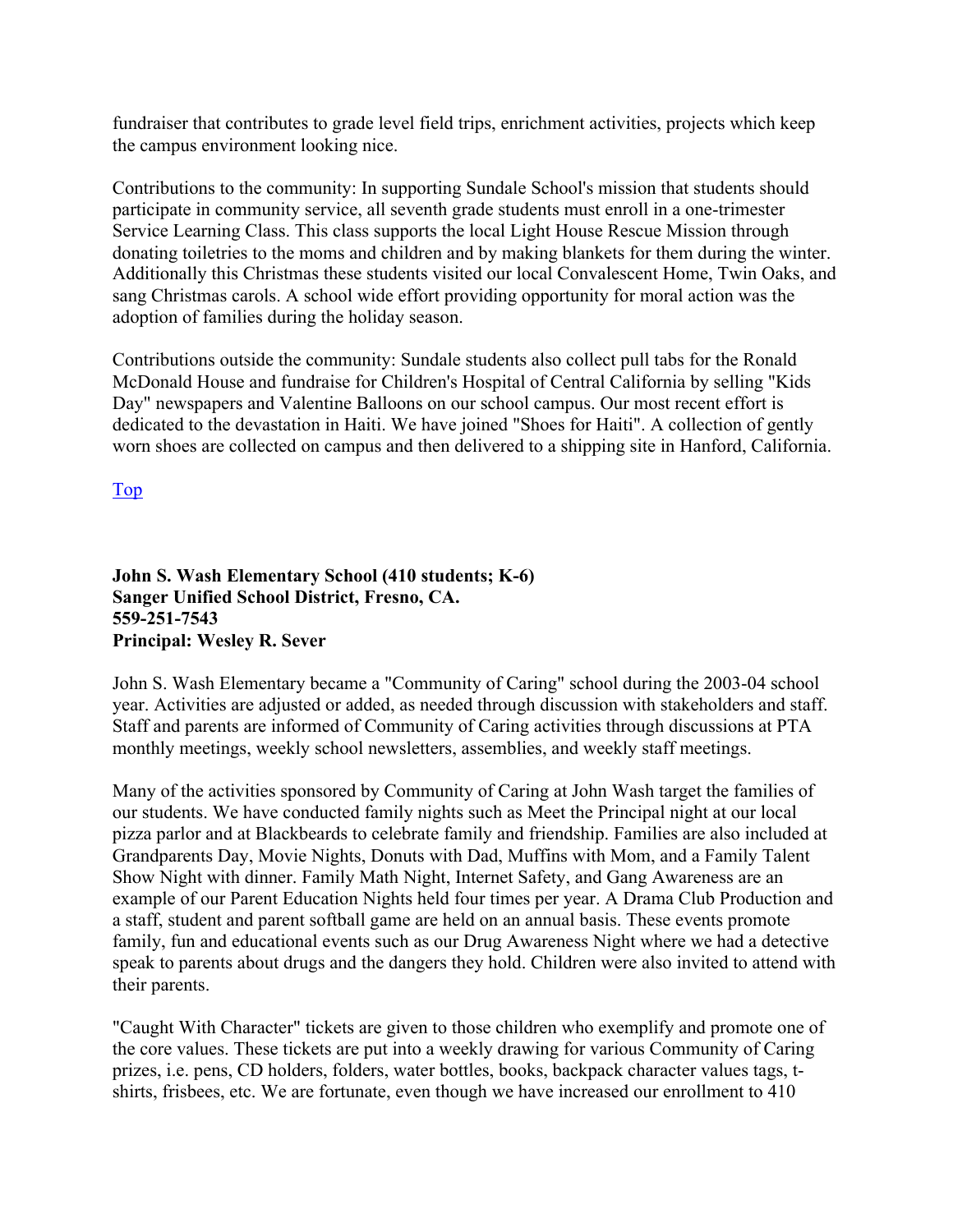fundraiser that contributes to grade level field trips, enrichment activities, projects which keep the campus environment looking nice.

Contributions to the community: In supporting Sundale School's mission that students should participate in community service, all seventh grade students must enroll in a one-trimester Service Learning Class. This class supports the local Light House Rescue Mission through donating toiletries to the moms and children and by making blankets for them during the winter. Additionally this Christmas these students visited our local Convalescent Home, Twin Oaks, and sang Christmas carols. A school wide effort providing opportunity for moral action was the adoption of families during the holiday season.

Contributions outside the community: Sundale students also collect pull tabs for the Ronald McDonald House and fundraise for Children's Hospital of Central California by selling "Kids Day" newspapers and Valentine Balloons on our school campus. Our most recent effort is dedicated to the devastation in Haiti. We have joined "Shoes for Haiti". A collection of gently worn shoes are collected on campus and then delivered to a shipping site in Hanford, California.

Top

**John S. Wash Elementary School (410 students; K-6)**
**Sanger Unified School District, Fresno, CA.**
**559-251-7543**
**Principal: Wesley R. Sever**

John S. Wash Elementary became a "Community of Caring" school during the 2003-04 school year. Activities are adjusted or added, as needed through discussion with stakeholders and staff. Staff and parents are informed of Community of Caring activities through discussions at PTA monthly meetings, weekly school newsletters, assemblies, and weekly staff meetings.

Many of the activities sponsored by Community of Caring at John Wash target the families of our students. We have conducted family nights such as Meet the Principal night at our local pizza parlor and at Blackbeards to celebrate family and friendship. Families are also included at Grandparents Day, Movie Nights, Donuts with Dad, Muffins with Mom, and a Family Talent Show Night with dinner. Family Math Night, Internet Safety, and Gang Awareness are an example of our Parent Education Nights held four times per year. A Drama Club Production and a staff, student and parent softball game are held on an annual basis. These events promote family, fun and educational events such as our Drug Awareness Night where we had a detective speak to parents about drugs and the dangers they hold. Children were also invited to attend with their parents.

"Caught With Character" tickets are given to those children who exemplify and promote one of the core values. These tickets are put into a weekly drawing for various Community of Caring prizes, i.e. pens, CD holders, folders, water bottles, books, backpack character values tags, t-shirts, frisbees, etc. We are fortunate, even though we have increased our enrollment to 410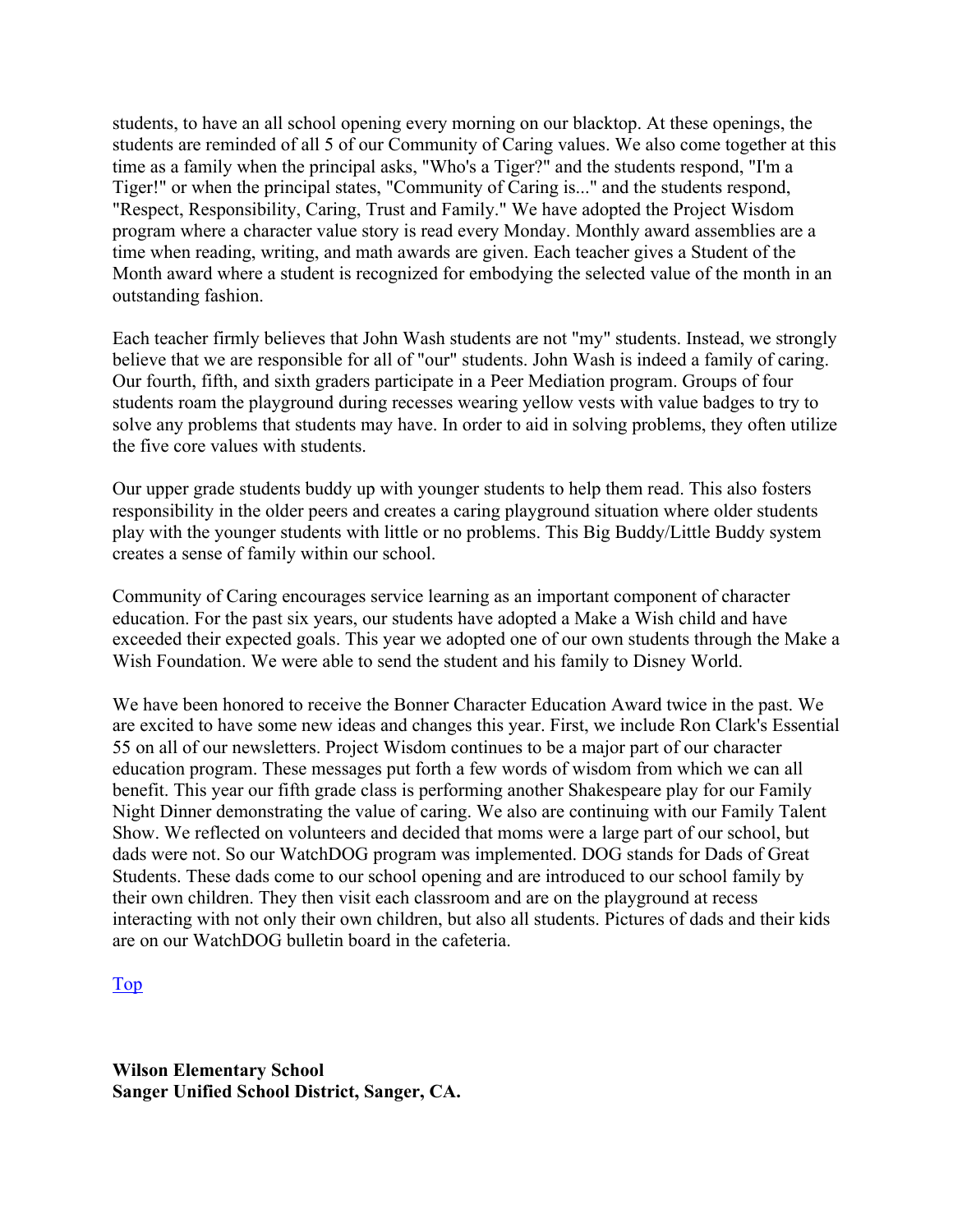students, to have an all school opening every morning on our blacktop. At these openings, the students are reminded of all 5 of our Community of Caring values. We also come together at this time as a family when the principal asks, "Who's a Tiger?" and the students respond, "I'm a Tiger!" or when the principal states, "Community of Caring is..." and the students respond, "Respect, Responsibility, Caring, Trust and Family." We have adopted the Project Wisdom program where a character value story is read every Monday. Monthly award assemblies are a time when reading, writing, and math awards are given. Each teacher gives a Student of the Month award where a student is recognized for embodying the selected value of the month in an outstanding fashion.

Each teacher firmly believes that John Wash students are not "my" students. Instead, we strongly believe that we are responsible for all of "our" students. John Wash is indeed a family of caring. Our fourth, fifth, and sixth graders participate in a Peer Mediation program. Groups of four students roam the playground during recesses wearing yellow vests with value badges to try to solve any problems that students may have. In order to aid in solving problems, they often utilize the five core values with students.

Our upper grade students buddy up with younger students to help them read. This also fosters responsibility in the older peers and creates a caring playground situation where older students play with the younger students with little or no problems. This Big Buddy/Little Buddy system creates a sense of family within our school.

Community of Caring encourages service learning as an important component of character education. For the past six years, our students have adopted a Make a Wish child and have exceeded their expected goals. This year we adopted one of our own students through the Make a Wish Foundation. We were able to send the student and his family to Disney World.

We have been honored to receive the Bonner Character Education Award twice in the past. We are excited to have some new ideas and changes this year. First, we include Ron Clark's Essential 55 on all of our newsletters. Project Wisdom continues to be a major part of our character education program. These messages put forth a few words of wisdom from which we can all benefit. This year our fifth grade class is performing another Shakespeare play for our Family Night Dinner demonstrating the value of caring. We also are continuing with our Family Talent Show. We reflected on volunteers and decided that moms were a large part of our school, but dads were not. So our WatchDOG program was implemented. DOG stands for Dads of Great Students. These dads come to our school opening and are introduced to our school family by their own children. They then visit each classroom and are on the playground at recess interacting with not only their own children, but also all students. Pictures of dads and their kids are on our WatchDOG bulletin board in the cafeteria.

Top

**Wilson Elementary School**
**Sanger Unified School District, Sanger, CA.**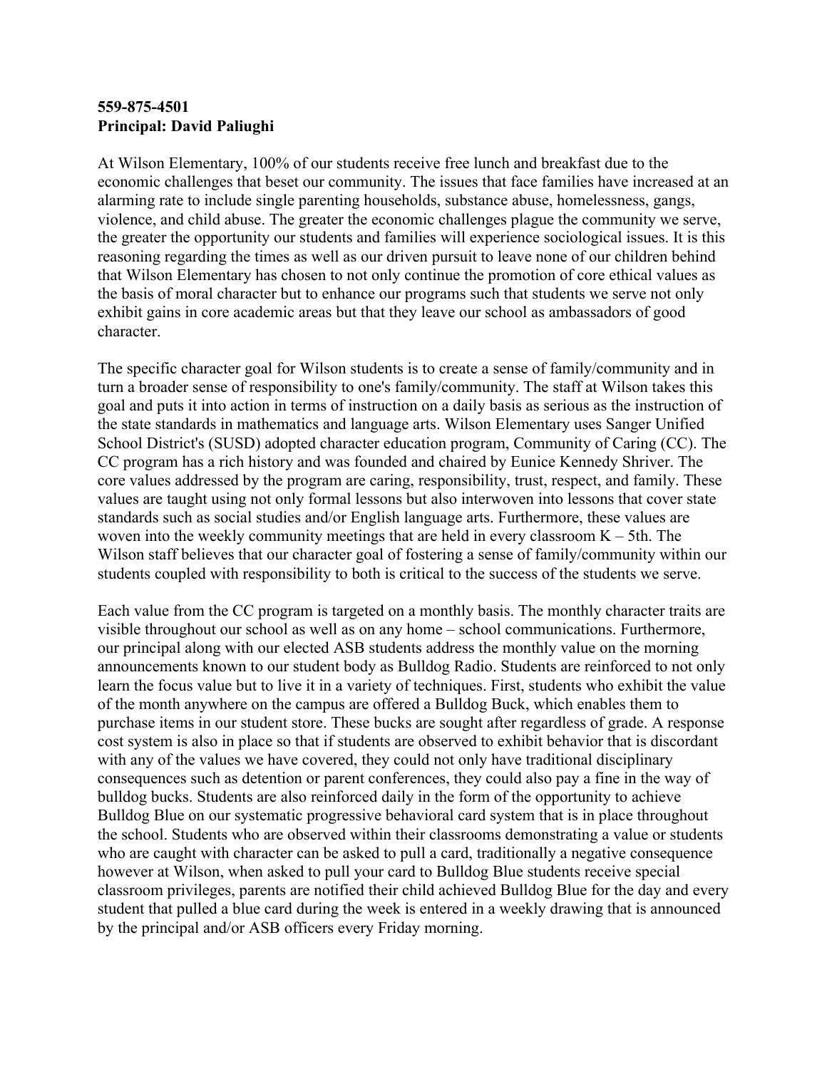**559-875-4501**
**Principal: David Paliughi**

At Wilson Elementary, 100% of our students receive free lunch and breakfast due to the economic challenges that beset our community. The issues that face families have increased at an alarming rate to include single parenting households, substance abuse, homelessness, gangs, violence, and child abuse. The greater the economic challenges plague the community we serve, the greater the opportunity our students and families will experience sociological issues. It is this reasoning regarding the times as well as our driven pursuit to leave none of our children behind that Wilson Elementary has chosen to not only continue the promotion of core ethical values as the basis of moral character but to enhance our programs such that students we serve not only exhibit gains in core academic areas but that they leave our school as ambassadors of good character.

The specific character goal for Wilson students is to create a sense of family/community and in turn a broader sense of responsibility to one's family/community. The staff at Wilson takes this goal and puts it into action in terms of instruction on a daily basis as serious as the instruction of the state standards in mathematics and language arts. Wilson Elementary uses Sanger Unified School District's (SUSD) adopted character education program, Community of Caring (CC). The CC program has a rich history and was founded and chaired by Eunice Kennedy Shriver. The core values addressed by the program are caring, responsibility, trust, respect, and family. These values are taught using not only formal lessons but also interwoven into lessons that cover state standards such as social studies and/or English language arts. Furthermore, these values are woven into the weekly community meetings that are held in every classroom K – 5th. The Wilson staff believes that our character goal of fostering a sense of family/community within our students coupled with responsibility to both is critical to the success of the students we serve.

Each value from the CC program is targeted on a monthly basis. The monthly character traits are visible throughout our school as well as on any home – school communications. Furthermore, our principal along with our elected ASB students address the monthly value on the morning announcements known to our student body as Bulldog Radio. Students are reinforced to not only learn the focus value but to live it in a variety of techniques. First, students who exhibit the value of the month anywhere on the campus are offered a Bulldog Buck, which enables them to purchase items in our student store. These bucks are sought after regardless of grade. A response cost system is also in place so that if students are observed to exhibit behavior that is discordant with any of the values we have covered, they could not only have traditional disciplinary consequences such as detention or parent conferences, they could also pay a fine in the way of bulldog bucks. Students are also reinforced daily in the form of the opportunity to achieve Bulldog Blue on our systematic progressive behavioral card system that is in place throughout the school. Students who are observed within their classrooms demonstrating a value or students who are caught with character can be asked to pull a card, traditionally a negative consequence however at Wilson, when asked to pull your card to Bulldog Blue students receive special classroom privileges, parents are notified their child achieved Bulldog Blue for the day and every student that pulled a blue card during the week is entered in a weekly drawing that is announced by the principal and/or ASB officers every Friday morning.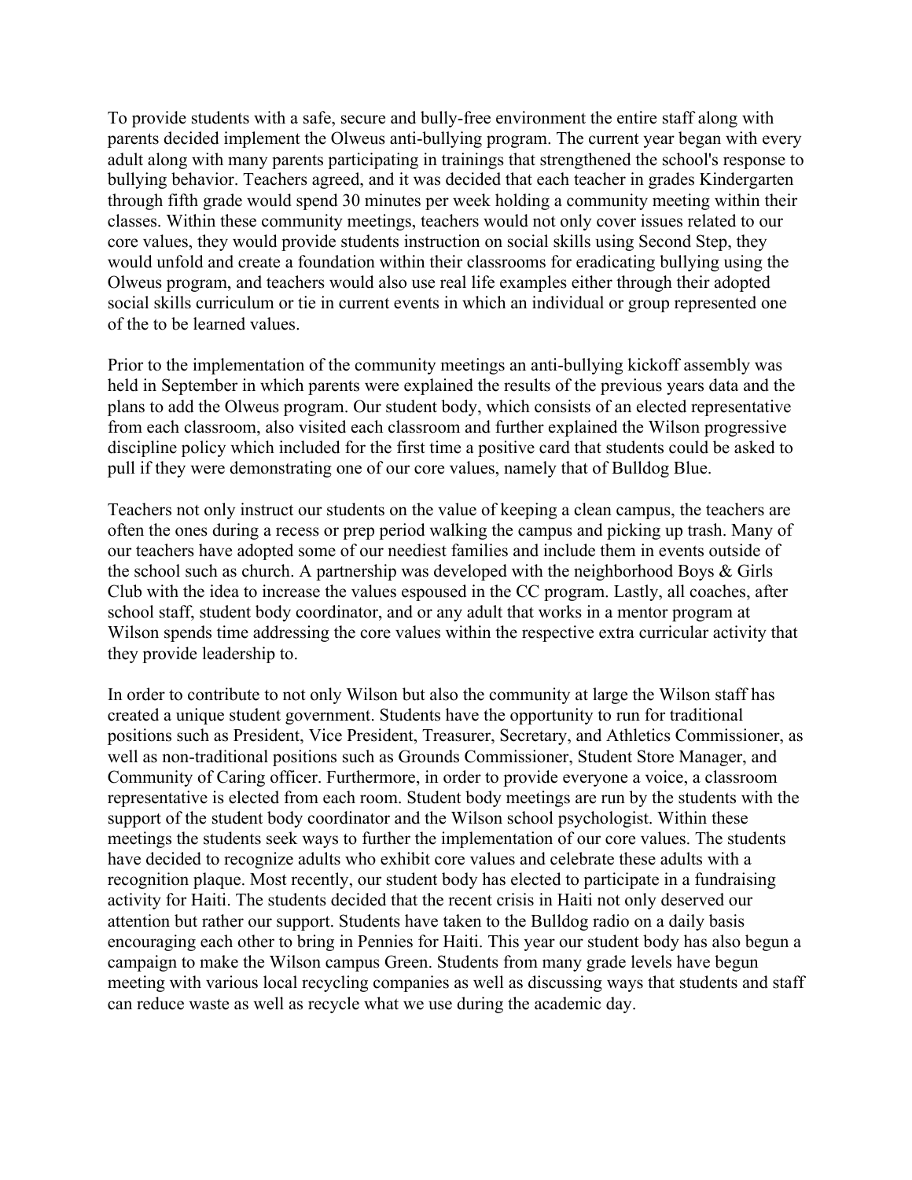To provide students with a safe, secure and bully-free environment the entire staff along with parents decided implement the Olweus anti-bullying program. The current year began with every adult along with many parents participating in trainings that strengthened the school's response to bullying behavior. Teachers agreed, and it was decided that each teacher in grades Kindergarten through fifth grade would spend 30 minutes per week holding a community meeting within their classes. Within these community meetings, teachers would not only cover issues related to our core values, they would provide students instruction on social skills using Second Step, they would unfold and create a foundation within their classrooms for eradicating bullying using the Olweus program, and teachers would also use real life examples either through their adopted social skills curriculum or tie in current events in which an individual or group represented one of the to be learned values.

Prior to the implementation of the community meetings an anti-bullying kickoff assembly was held in September in which parents were explained the results of the previous years data and the plans to add the Olweus program. Our student body, which consists of an elected representative from each classroom, also visited each classroom and further explained the Wilson progressive discipline policy which included for the first time a positive card that students could be asked to pull if they were demonstrating one of our core values, namely that of Bulldog Blue.

Teachers not only instruct our students on the value of keeping a clean campus, the teachers are often the ones during a recess or prep period walking the campus and picking up trash. Many of our teachers have adopted some of our neediest families and include them in events outside of the school such as church. A partnership was developed with the neighborhood Boys & Girls Club with the idea to increase the values espoused in the CC program. Lastly, all coaches, after school staff, student body coordinator, and or any adult that works in a mentor program at Wilson spends time addressing the core values within the respective extra curricular activity that they provide leadership to.

In order to contribute to not only Wilson but also the community at large the Wilson staff has created a unique student government. Students have the opportunity to run for traditional positions such as President, Vice President, Treasurer, Secretary, and Athletics Commissioner, as well as non-traditional positions such as Grounds Commissioner, Student Store Manager, and Community of Caring officer. Furthermore, in order to provide everyone a voice, a classroom representative is elected from each room. Student body meetings are run by the students with the support of the student body coordinator and the Wilson school psychologist. Within these meetings the students seek ways to further the implementation of our core values. The students have decided to recognize adults who exhibit core values and celebrate these adults with a recognition plaque. Most recently, our student body has elected to participate in a fundraising activity for Haiti. The students decided that the recent crisis in Haiti not only deserved our attention but rather our support. Students have taken to the Bulldog radio on a daily basis encouraging each other to bring in Pennies for Haiti. This year our student body has also begun a campaign to make the Wilson campus Green. Students from many grade levels have begun meeting with various local recycling companies as well as discussing ways that students and staff can reduce waste as well as recycle what we use during the academic day.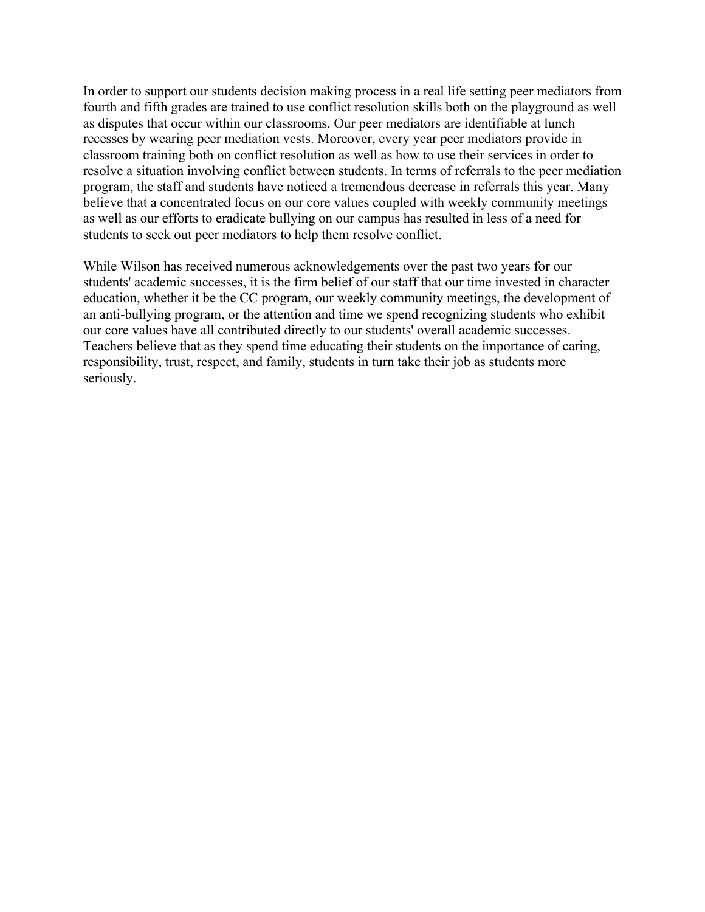In order to support our students decision making process in a real life setting peer mediators from fourth and fifth grades are trained to use conflict resolution skills both on the playground as well as disputes that occur within our classrooms. Our peer mediators are identifiable at lunch recesses by wearing peer mediation vests. Moreover, every year peer mediators provide in classroom training both on conflict resolution as well as how to use their services in order to resolve a situation involving conflict between students. In terms of referrals to the peer mediation program, the staff and students have noticed a tremendous decrease in referrals this year. Many believe that a concentrated focus on our core values coupled with weekly community meetings as well as our efforts to eradicate bullying on our campus has resulted in less of a need for students to seek out peer mediators to help them resolve conflict.

While Wilson has received numerous acknowledgements over the past two years for our students' academic successes, it is the firm belief of our staff that our time invested in character education, whether it be the CC program, our weekly community meetings, the development of an anti-bullying program, or the attention and time we spend recognizing students who exhibit our core values have all contributed directly to our students' overall academic successes. Teachers believe that as they spend time educating their students on the importance of caring, responsibility, trust, respect, and family, students in turn take their job as students more seriously.